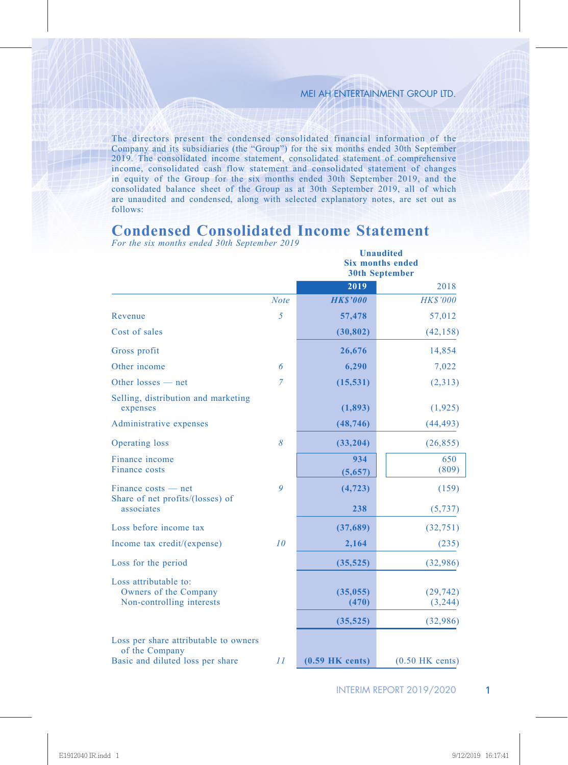The directors present the condensed consolidated financial information of the Company and its subsidiaries (the "Group") for the six months ended 30th September 2019. The consolidated income statement, consolidated statement of comprehensive income, consolidated cash flow statement and consolidated statement of changes in equity of the Group for the six months ended 30th September 2019, and the consolidated balance sheet of the Group as at 30th September 2019, all of which are unaudited and condensed, along with selected explanatory notes, are set out as follows:

# Condensed Consolidated Income Statement

*For the six months ended 30th September 2019*

| | | Unaudited Six months ended 30th September | |
|---|---|---|---|
| | | **2019** | 2018 |
| | *Note* | ***HK$'000*** | *HK$'000* |
| Revenue | 5 | **57,478** | 57,012 |
| Cost of sales | | **(30,802)** | (42,158) |
| Gross profit | | **26,676** | 14,854 |
| Other income | 6 | **6,290** | 7,022 |
| Other losses — net | 7 | **(15,531)** | (2,313) |
| Selling, distribution and marketing expenses | | **(1,893)** | (1,925) |
| Administrative expenses | | **(48,746)** | (44,493) |
| Operating loss | 8 | **(33,204)** | (26,855) |
| Finance income | | **934** | 650 |
| Finance costs | | **(5,657)** | (809) |
| Finance costs — net | 9 | **(4,723)** | (159) |
| Share of net profits/(losses) of associates | | **238** | (5,737) |
| Loss before income tax | | **(37,689)** | (32,751) |
| Income tax credit/(expense) | 10 | **2,164** | (235) |
| Loss for the period | | **(35,525)** | (32,986) |
| Loss attributable to: | | | |
| Owners of the Company | | **(35,055)** | (29,742) |
| Non-controlling interests | | **(470)** | (3,244) |
| | | **(35,525)** | (32,986) |
| Loss per share attributable to owners of the Company | | | |
| Basic and diluted loss per share | 11 | **(0.59 HK cents)** | (0.50 HK cents) |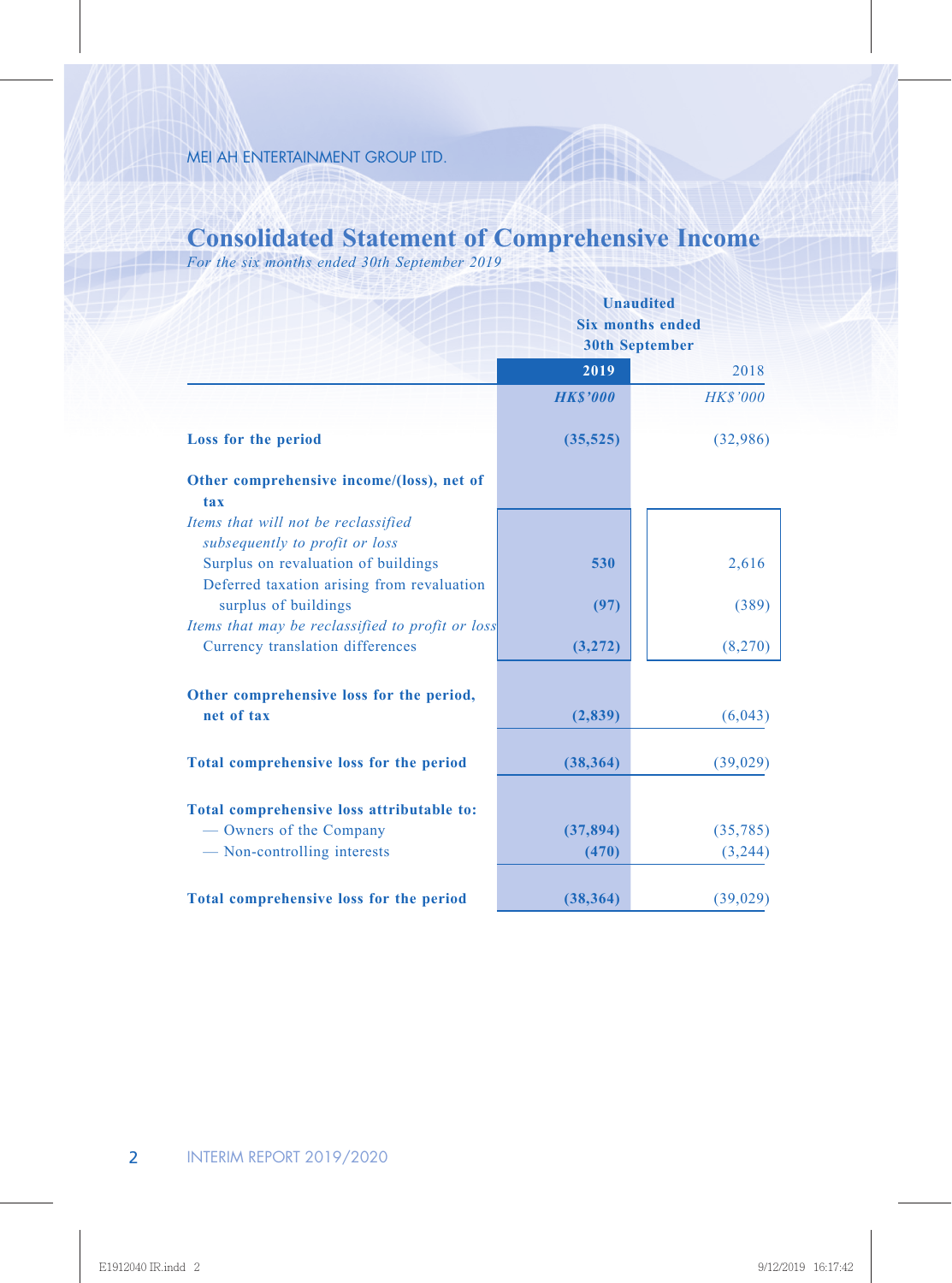# Consolidated Statement of Comprehensive Income

*For the six months ended 30th September 2019*

| | Unaudited Six months ended 30th September | |
|---|---|---|
| | **2019** | 2018 |
| | ***HK$'000*** | *HK$'000* |
| **Loss for the period** | **(35,525)** | (32,986) |
| **Other comprehensive income/(loss), net of tax** | | |
| *Items that will not be reclassified subsequently to profit or loss* | | |
| Surplus on revaluation of buildings | **530** | 2,616 |
| Deferred taxation arising from revaluation surplus of buildings | **(97)** | (389) |
| *Items that may be reclassified to profit or loss* | | |
| Currency translation differences | **(3,272)** | (8,270) |
| **Other comprehensive loss for the period, net of tax** | **(2,839)** | (6,043) |
| **Total comprehensive loss for the period** | **(38,364)** | (39,029) |
| **Total comprehensive loss attributable to:** | | |
| — Owners of the Company | **(37,894)** | (35,785) |
| — Non-controlling interests | **(470)** | (3,244) |
| **Total comprehensive loss for the period** | **(38,364)** | (39,029) |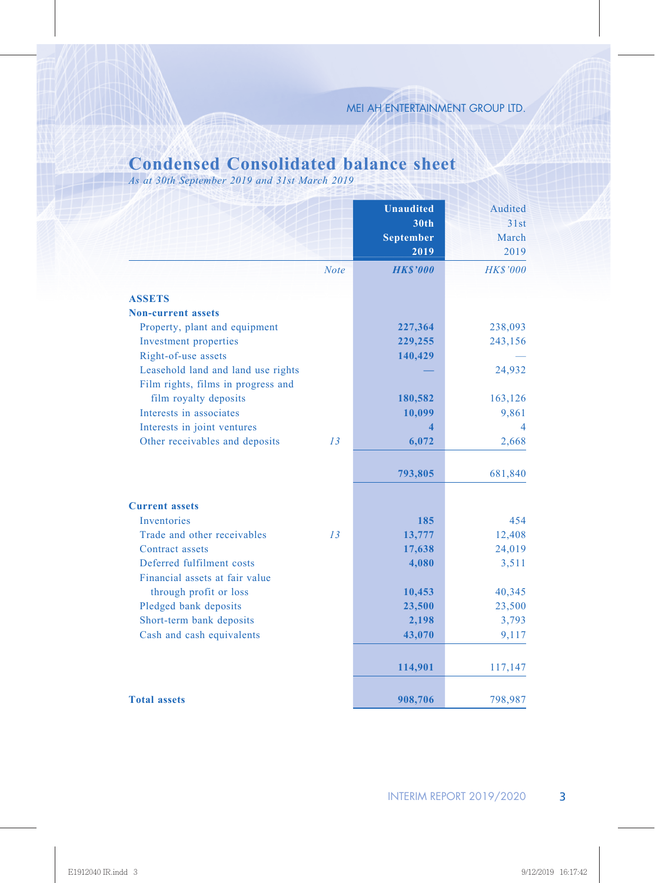# Condensed Consolidated balance sheet

*As at 30th September 2019 and 31st March 2019*

| | Note | Unaudited 30th September 2019 | Audited 31st March 2019 |
|---|---|---|---|
| | | ***HK$'000*** | *HK$'000* |
| **ASSETS** | | | |
| **Non-current assets** | | | |
| Property, plant and equipment | | **227,364** | 238,093 |
| Investment properties | | **229,255** | 243,156 |
| Right-of-use assets | | **140,429** | — |
| Leasehold land and land use rights | | **—** | 24,932 |
| Film rights, films in progress and film royalty deposits | | **180,582** | 163,126 |
| Interests in associates | | **10,099** | 9,861 |
| Interests in joint ventures | | **4** | 4 |
| Other receivables and deposits | *13* | **6,072** | 2,668 |
| | | **793,805** | 681,840 |
| **Current assets** | | | |
| Inventories | | **185** | 454 |
| Trade and other receivables | *13* | **13,777** | 12,408 |
| Contract assets | | **17,638** | 24,019 |
| Deferred fulfilment costs | | **4,080** | 3,511 |
| Financial assets at fair value through profit or loss | | **10,453** | 40,345 |
| Pledged bank deposits | | **23,500** | 23,500 |
| Short-term bank deposits | | **2,198** | 3,793 |
| Cash and cash equivalents | | **43,070** | 9,117 |
| | | **114,901** | 117,147 |
| **Total assets** | | **908,706** | 798,987 |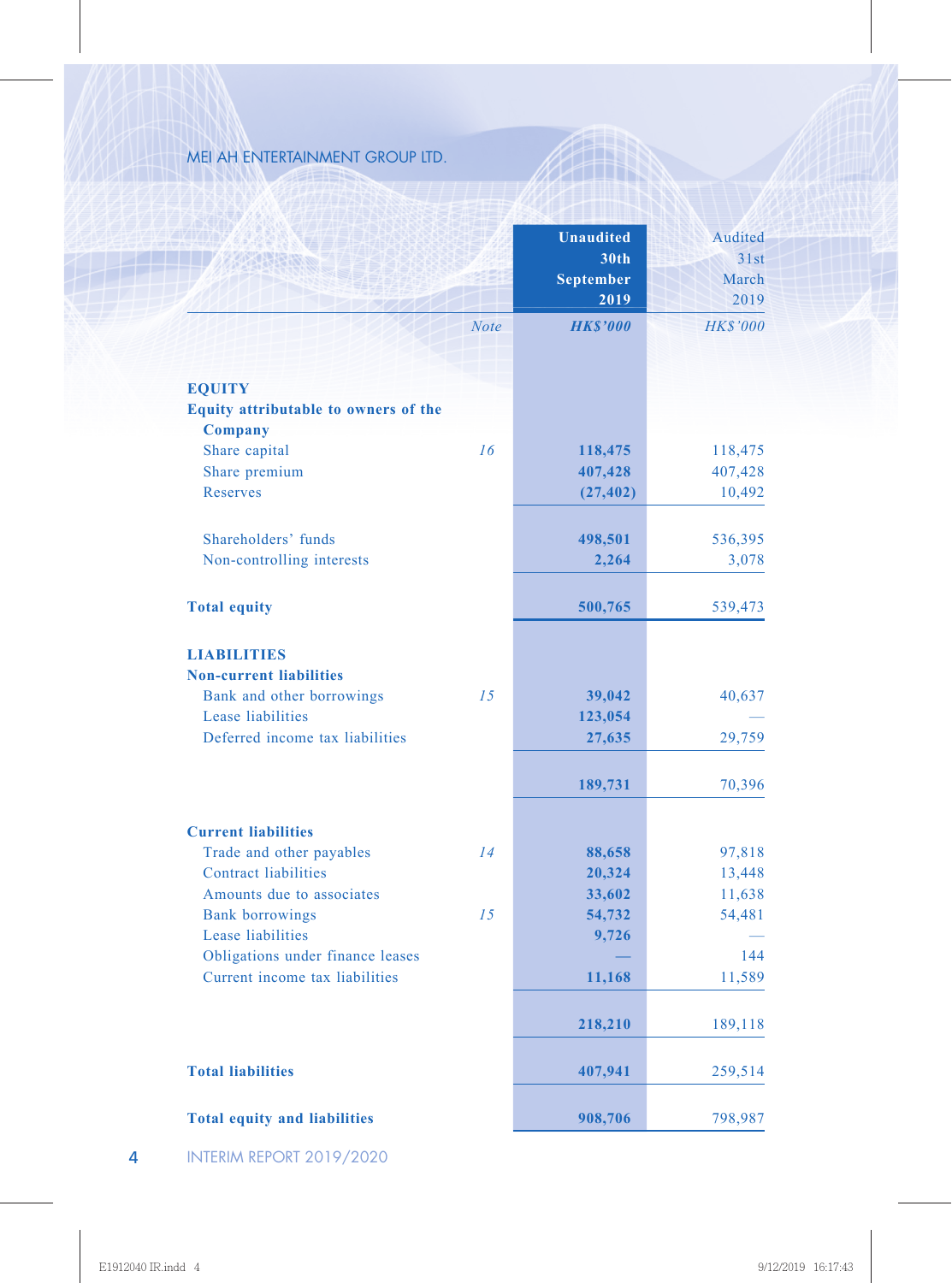| | Note | Unaudited 30th September 2019 HK$'000 | Audited 31st March 2019 HK$'000 |
|---|---|---|---|
| **EQUITY** | | | |
| **Equity attributable to owners of the Company** | | | |
| Share capital | 16 | **118,475** | 118,475 |
| Share premium | | **407,428** | 407,428 |
| Reserves | | **(27,402)** | 10,492 |
| Shareholders' funds | | **498,501** | 536,395 |
| Non-controlling interests | | **2,264** | 3,078 |
| **Total equity** | | **500,765** | 539,473 |
| **LIABILITIES** | | | |
| **Non-current liabilities** | | | |
| Bank and other borrowings | 15 | **39,042** | 40,637 |
| Lease liabilities | | **123,054** | — |
| Deferred income tax liabilities | | **27,635** | 29,759 |
| | | **189,731** | 70,396 |
| **Current liabilities** | | | |
| Trade and other payables | 14 | **88,658** | 97,818 |
| Contract liabilities | | **20,324** | 13,448 |
| Amounts due to associates | | **33,602** | 11,638 |
| Bank borrowings | 15 | **54,732** | 54,481 |
| Lease liabilities | | **9,726** | — |
| Obligations under finance leases | | **—** | 144 |
| Current income tax liabilities | | **11,168** | 11,589 |
| | | **218,210** | 189,118 |
| **Total liabilities** | | **407,941** | 259,514 |
| **Total equity and liabilities** | | **908,706** | 798,987 |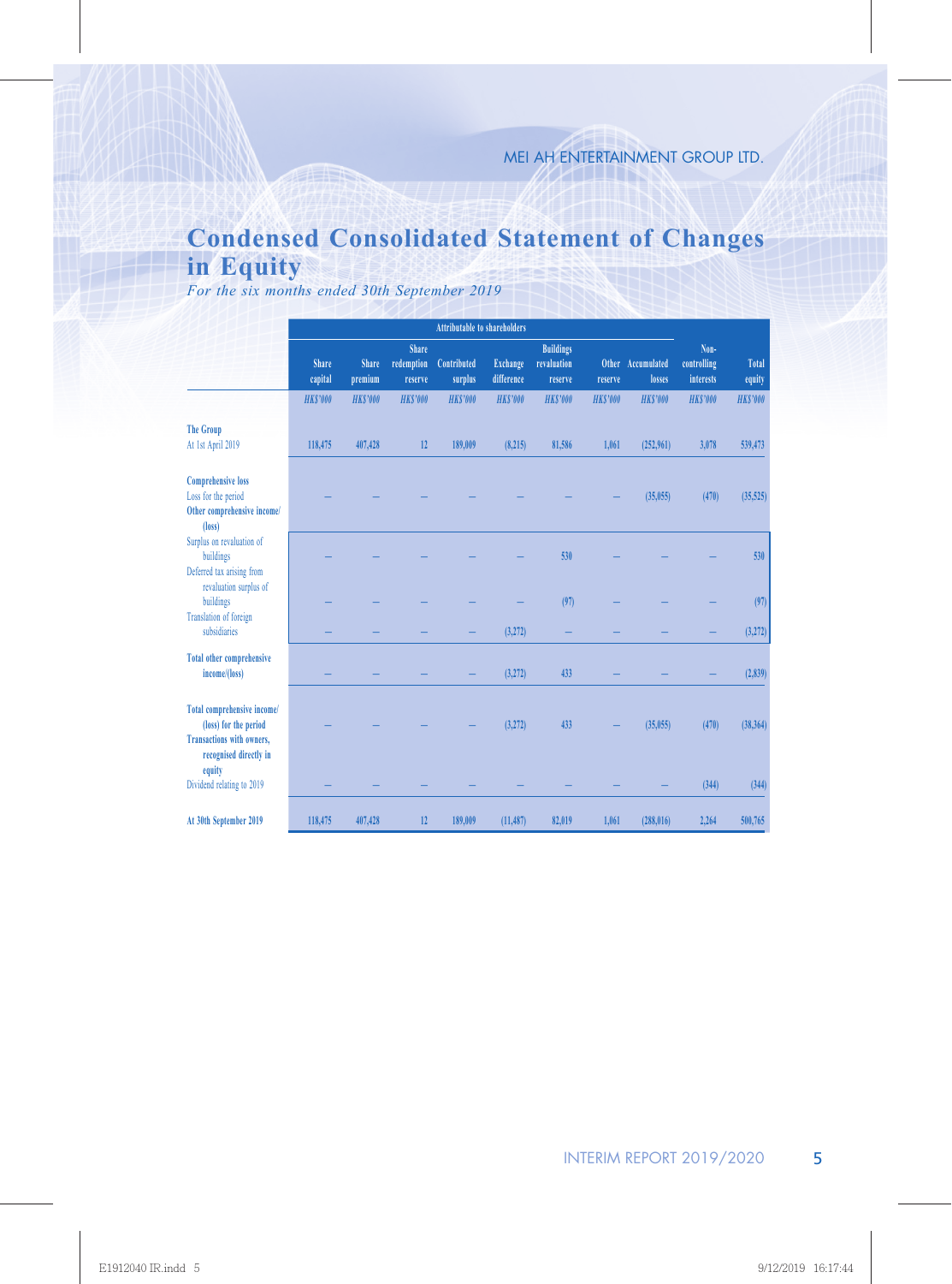# Condensed Consolidated Statement of Changes in Equity

*For the six months ended 30th September 2019*

| | Attributable to shareholders | | | | | | | | | |
|---|---|---|---|---|---|---|---|---|---|---|
| | Share capital | Share premium | Share redemption reserve | Contributed surplus | Exchange difference | Buildings revaluation reserve | Other reserve | Accumulated losses | Non-controlling interests | Total equity |
| | *HK$'000* | *HK$'000* | *HK$'000* | *HK$'000* | *HK$'000* | *HK$'000* | *HK$'000* | *HK$'000* | *HK$'000* | *HK$'000* |
| **The Group** | | | | | | | | | | |
| At 1st April 2019 | 118,475 | 407,428 | 12 | 189,009 | (8,215) | 81,586 | 1,061 | (252,961) | 3,078 | 539,473 |
| **Comprehensive loss** | | | | | | | | | | |
| Loss for the period | – | – | – | – | – | – | – | (35,055) | (470) | (35,525) |
| **Other comprehensive income/(loss)** | | | | | | | | | | |
| Surplus on revaluation of buildings | – | – | – | – | – | 530 | – | – | – | 530 |
| Deferred tax arising from revaluation surplus of buildings | – | – | – | – | – | (97) | – | – | – | (97) |
| Translation of foreign subsidiaries | – | – | – | – | (3,272) | – | – | – | – | (3,272) |
| **Total other comprehensive income/(loss)** | – | – | – | – | (3,272) | 433 | – | – | – | (2,839) |
| **Total comprehensive income/(loss) for the period** | – | – | – | – | (3,272) | 433 | – | (35,055) | (470) | (38,364) |
| **Transactions with owners, recognised directly in equity** | | | | | | | | | | |
| Dividend relating to 2019 | – | – | – | – | – | – | – | – | (344) | (344) |
| **At 30th September 2019** | 118,475 | 407,428 | 12 | 189,009 | (11,487) | 82,019 | 1,061 | (288,016) | 2,264 | 500,765 |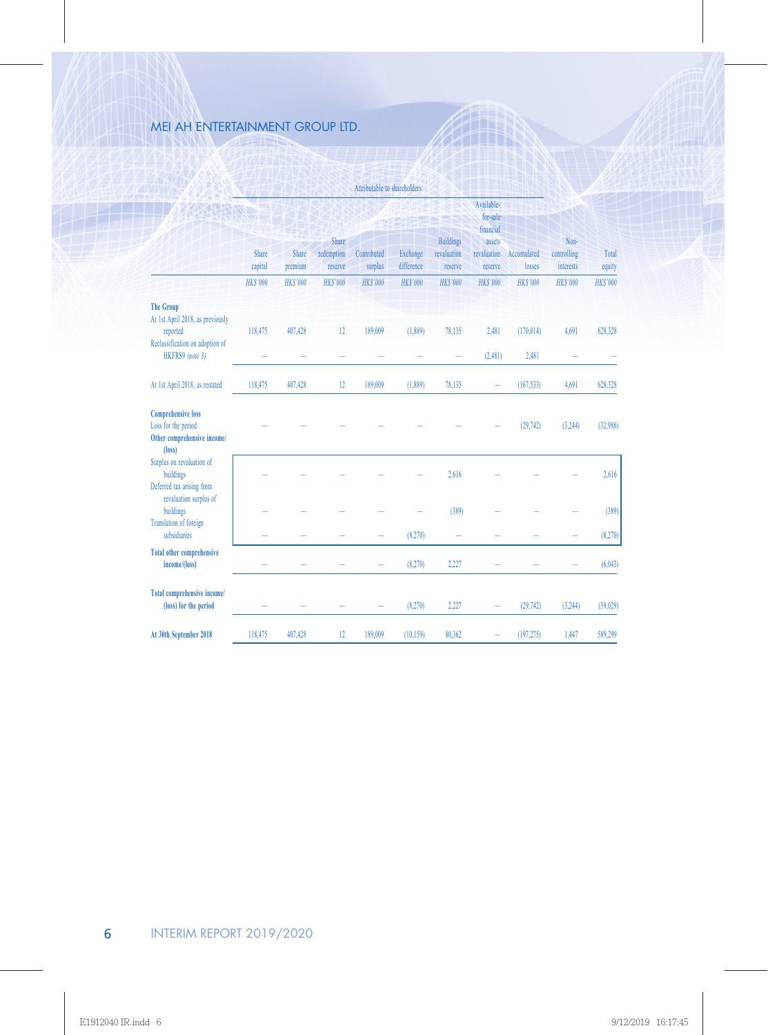| | Attributable to shareholders | | | | | | | | | |
|---|---|---|---|---|---|---|---|---|---|---|
| | Share capital | Share premium | Share redemption reserve | Contributed surplus | Exchange difference | Buildings revaluation reserve | Available-for-sale financial assets revaluation reserve | Accumulated losses | Non-controlling interests | Total equity |
| | *HK$'000* | *HK$'000* | *HK$'000* | *HK$'000* | *HK$'000* | *HK$'000* | *HK$'000* | *HK$'000* | *HK$'000* | *HK$'000* |
| **The Group** | | | | | | | | | | |
| At 1st April 2018, as previously reported | 118,475 | 407,428 | 12 | 189,009 | (1,889) | 78,135 | 2,481 | (170,014) | 4,691 | 628,328 |
| Reclassification on adoption of HKFRS9 *(note 3)* | – | – | – | – | – | – | (2,481) | 2,481 | – | – |
| At 1st April 2018, as restated | 118,475 | 407,428 | 12 | 189,009 | (1,889) | 78,135 | – | (167,533) | 4,691 | 628,328 |
| **Comprehensive loss** | | | | | | | | | | |
| Loss for the period | – | – | – | – | – | – | – | (29,742) | (3,244) | (32,986) |
| **Other comprehensive income/(loss)** | | | | | | | | | | |
| Surplus on revaluation of buildings | – | – | – | – | – | 2,616 | – | – | – | 2,616 |
| Deferred tax arising from revaluation surplus of buildings | – | – | – | – | – | (389) | – | – | – | (389) |
| Translation of foreign subsidiaries | – | – | – | – | (8,270) | – | – | – | – | (8,270) |
| **Total other comprehensive income/(loss)** | – | – | – | – | (8,270) | 2,227 | – | – | – | (6,043) |
| **Total comprehensive income/(loss) for the period** | – | – | – | – | (8,270) | 2,227 | – | (29,742) | (3,244) | (39,029) |
| **At 30th September 2018** | 118,475 | 407,428 | 12 | 189,009 | (10,159) | 80,362 | – | (197,275) | 1,447 | 589,299 |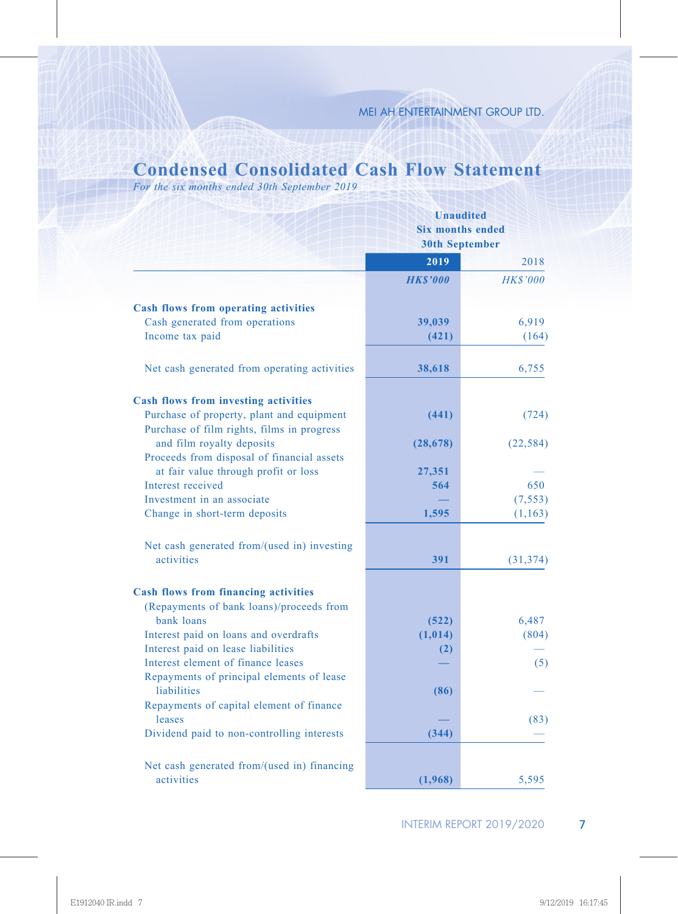# Condensed Consolidated Cash Flow Statement

*For the six months ended 30th September 2019*

| | Unaudited Six months ended 30th September | |
|---|---|---|
| | **2019** | 2018 |
| | ***HK$'000*** | *HK$'000* |
| **Cash flows from operating activities** | | |
| Cash generated from operations | **39,039** | 6,919 |
| Income tax paid | **(421)** | (164) |
| Net cash generated from operating activities | **38,618** | 6,755 |
| **Cash flows from investing activities** | | |
| Purchase of property, plant and equipment | **(441)** | (724) |
| Purchase of film rights, films in progress and film royalty deposits | **(28,678)** | (22,584) |
| Proceeds from disposal of financial assets at fair value through profit or loss | **27,351** | — |
| Interest received | **564** | 650 |
| Investment in an associate | **—** | (7,553) |
| Change in short-term deposits | **1,595** | (1,163) |
| Net cash generated from/(used in) investing activities | **391** | (31,374) |
| **Cash flows from financing activities** | | |
| (Repayments of bank loans)/proceeds from bank loans | **(522)** | 6,487 |
| Interest paid on loans and overdrafts | **(1,014)** | (804) |
| Interest paid on lease liabilities | **(2)** | — |
| Interest element of finance leases | **—** | (5) |
| Repayments of principal elements of lease liabilities | **(86)** | — |
| Repayments of capital element of finance leases | **—** | (83) |
| Dividend paid to non-controlling interests | **(344)** | — |
| Net cash generated from/(used in) financing activities | **(1,968)** | 5,595 |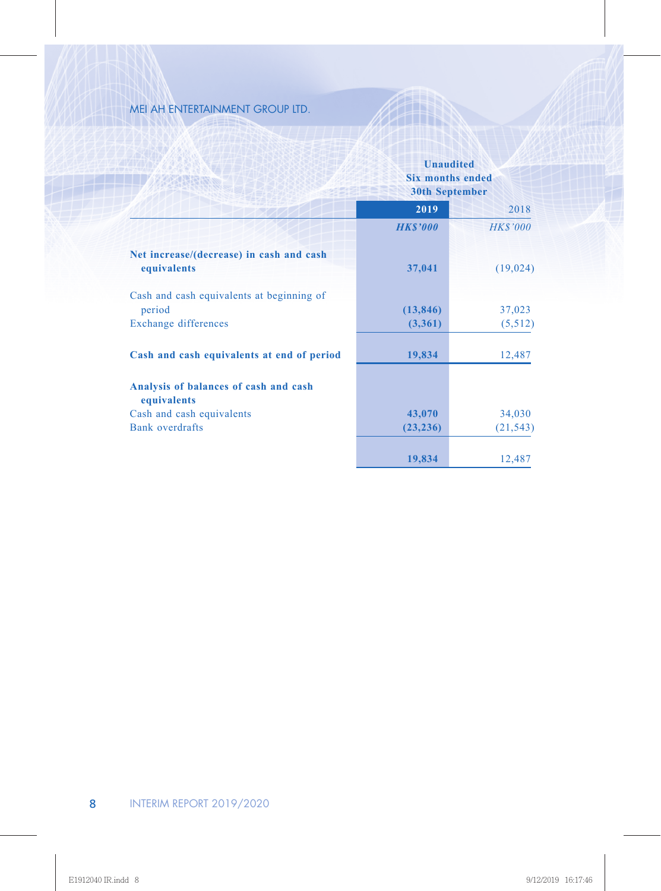| | Unaudited Six months ended 30th September | |
|---|---|---|
| | **2019** | 2018 |
| | ***HK$'000*** | *HK$'000* |
| **Net increase/(decrease) in cash and cash equivalents** | **37,041** | (19,024) |
| Cash and cash equivalents at beginning of period | **(13,846)** | 37,023 |
| Exchange differences | **(3,361)** | (5,512) |
| **Cash and cash equivalents at end of period** | **19,834** | 12,487 |
| **Analysis of balances of cash and cash equivalents** | | |
| Cash and cash equivalents | **43,070** | 34,030 |
| Bank overdrafts | **(23,236)** | (21,543) |
| | **19,834** | 12,487 |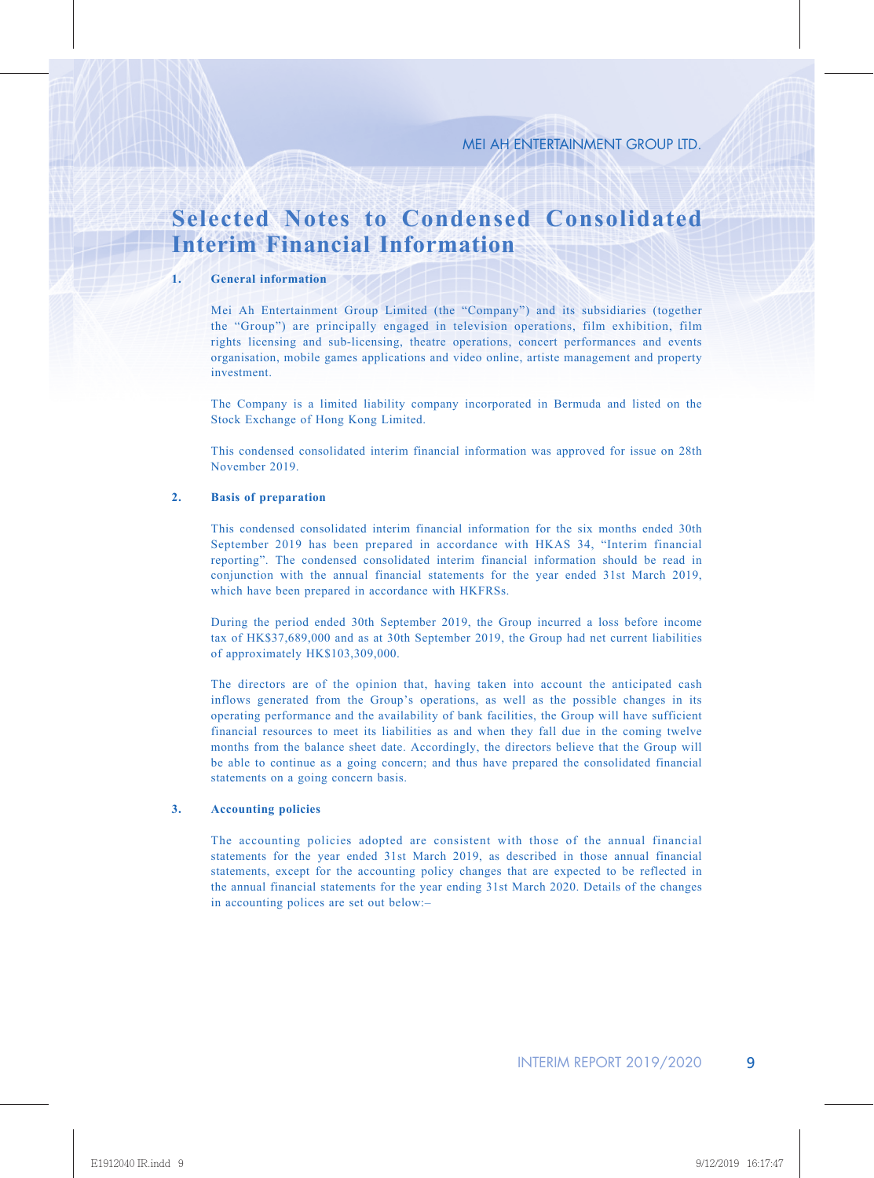# Selected Notes to Condensed Consolidated Interim Financial Information

**1. General information**

Mei Ah Entertainment Group Limited (the "Company") and its subsidiaries (together the "Group") are principally engaged in television operations, film exhibition, film rights licensing and sub-licensing, theatre operations, concert performances and events organisation, mobile games applications and video online, artiste management and property investment.

The Company is a limited liability company incorporated in Bermuda and listed on the Stock Exchange of Hong Kong Limited.

This condensed consolidated interim financial information was approved for issue on 28th November 2019.

**2. Basis of preparation**

This condensed consolidated interim financial information for the six months ended 30th September 2019 has been prepared in accordance with HKAS 34, "Interim financial reporting". The condensed consolidated interim financial information should be read in conjunction with the annual financial statements for the year ended 31st March 2019, which have been prepared in accordance with HKFRSs.

During the period ended 30th September 2019, the Group incurred a loss before income tax of HK$37,689,000 and as at 30th September 2019, the Group had net current liabilities of approximately HK$103,309,000.

The directors are of the opinion that, having taken into account the anticipated cash inflows generated from the Group's operations, as well as the possible changes in its operating performance and the availability of bank facilities, the Group will have sufficient financial resources to meet its liabilities as and when they fall due in the coming twelve months from the balance sheet date. Accordingly, the directors believe that the Group will be able to continue as a going concern; and thus have prepared the consolidated financial statements on a going concern basis.

**3. Accounting policies**

The accounting policies adopted are consistent with those of the annual financial statements for the year ended 31st March 2019, as described in those annual financial statements, except for the accounting policy changes that are expected to be reflected in the annual financial statements for the year ending 31st March 2020. Details of the changes in accounting polices are set out below:–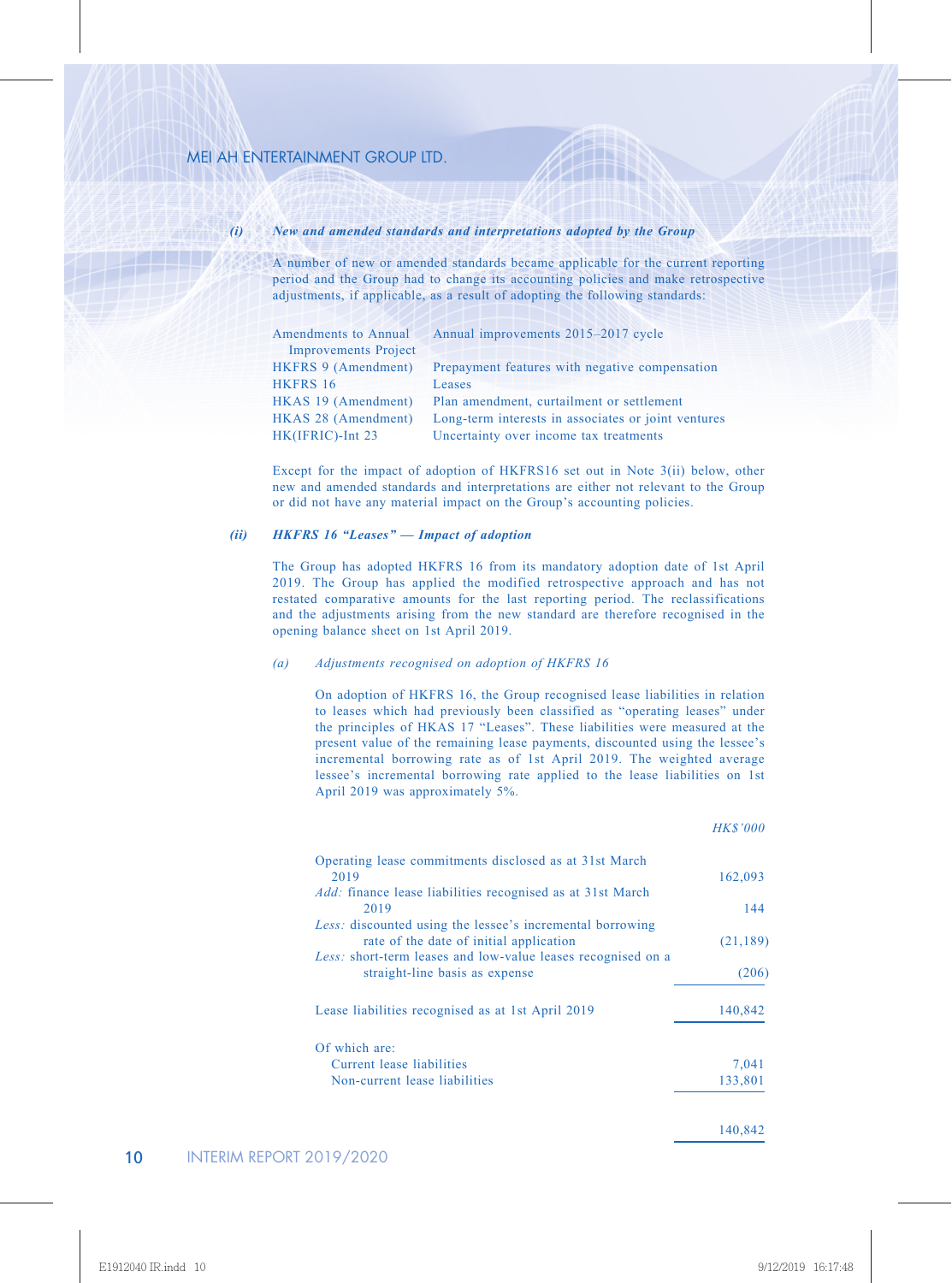*(i)* ***New and amended standards and interpretations adopted by the Group***

A number of new or amended standards became applicable for the current reporting period and the Group had to change its accounting policies and make retrospective adjustments, if applicable, as a result of adopting the following standards:

| | |
|---|---|
| Amendments to Annual Improvements Project | Annual improvements 2015–2017 cycle |
| HKFRS 9 (Amendment) | Prepayment features with negative compensation |
| HKFRS 16 | Leases |
| HKAS 19 (Amendment) | Plan amendment, curtailment or settlement |
| HKAS 28 (Amendment) | Long-term interests in associates or joint ventures |
| HK(IFRIC)-Int 23 | Uncertainty over income tax treatments |

Except for the impact of adoption of HKFRS16 set out in Note 3(ii) below, other new and amended standards and interpretations are either not relevant to the Group or did not have any material impact on the Group's accounting policies.

*(ii)* ***HKFRS 16 "Leases" — Impact of adoption***

The Group has adopted HKFRS 16 from its mandatory adoption date of 1st April 2019. The Group has applied the modified retrospective approach and has not restated comparative amounts for the last reporting period. The reclassifications and the adjustments arising from the new standard are therefore recognised in the opening balance sheet on 1st April 2019.

*(a)* *Adjustments recognised on adoption of HKFRS 16*

On adoption of HKFRS 16, the Group recognised lease liabilities in relation to leases which had previously been classified as "operating leases" under the principles of HKAS 17 "Leases". These liabilities were measured at the present value of the remaining lease payments, discounted using the lessee's incremental borrowing rate as of 1st April 2019. The weighted average lessee's incremental borrowing rate applied to the lease liabilities on 1st April 2019 was approximately 5%.

| | *HK$'000* |
|---|---|
| Operating lease commitments disclosed as at 31st March 2019 | 162,093 |
| *Add:* finance lease liabilities recognised as at 31st March 2019 | 144 |
| *Less:* discounted using the lessee's incremental borrowing rate of the date of initial application | (21,189) |
| *Less:* short-term leases and low-value leases recognised on a straight-line basis as expense | (206) |
| Lease liabilities recognised as at 1st April 2019 | 140,842 |
| Of which are: | |
| Current lease liabilities | 7,041 |
| Non-current lease liabilities | 133,801 |
| | 140,842 |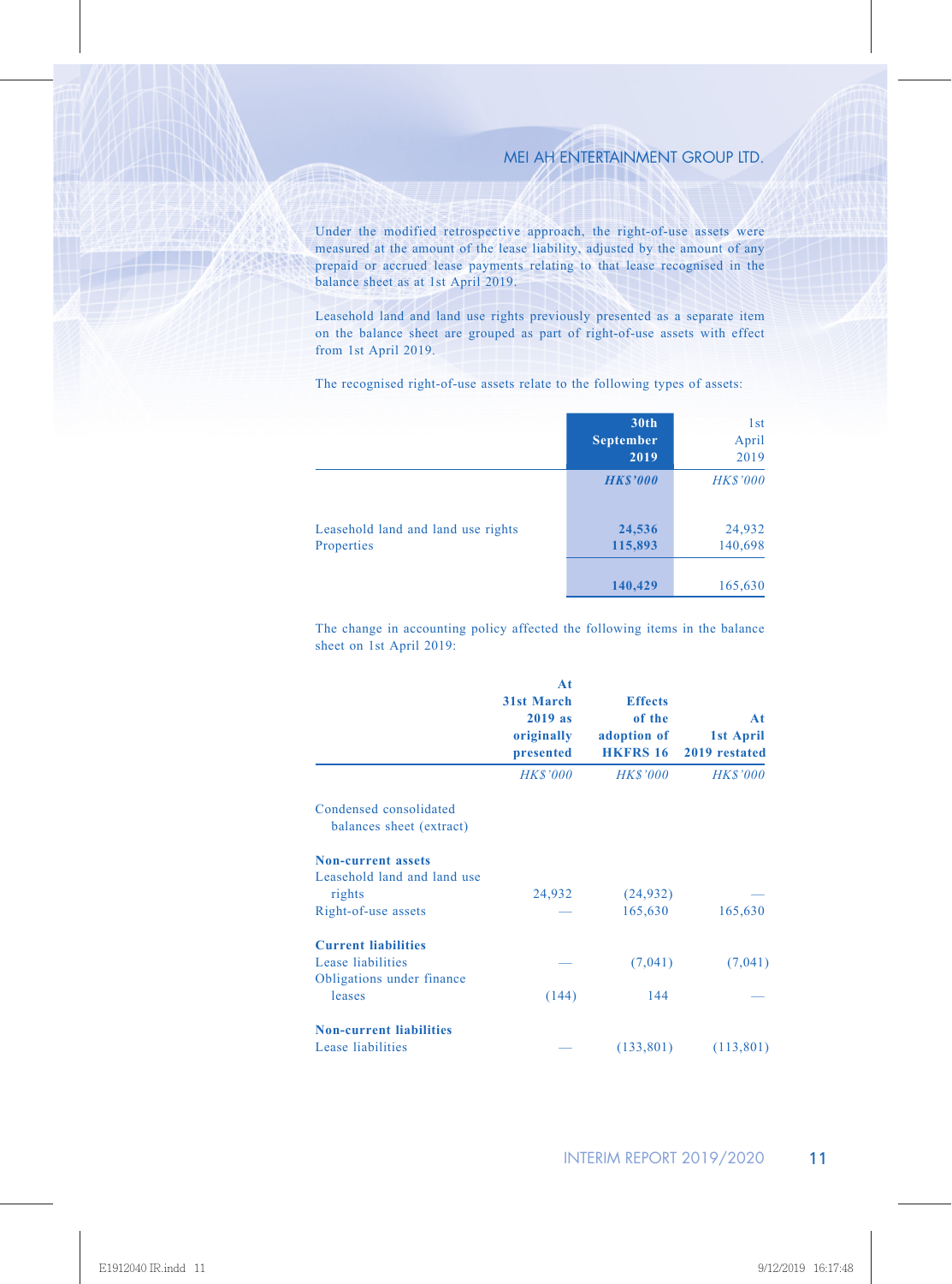Under the modified retrospective approach, the right-of-use assets were measured at the amount of the lease liability, adjusted by the amount of any prepaid or accrued lease payments relating to that lease recognised in the balance sheet as at 1st April 2019.

Leasehold land and land use rights previously presented as a separate item on the balance sheet are grouped as part of right-of-use assets with effect from 1st April 2019.

The recognised right-of-use assets relate to the following types of assets:

| | **30th September 2019** | 1st April 2019 |
|---|---|---|
| | ***HK$'000*** | *HK$'000* |
| Leasehold land and land use rights | **24,536** | 24,932 |
| Properties | **115,893** | 140,698 |
| | **140,429** | 165,630 |

The change in accounting policy affected the following items in the balance sheet on 1st April 2019:

| | **At 31st March 2019 as originally presented** | **Effects of the adoption of HKFRS 16** | **At 1st April 2019 restated** |
|---|---|---|---|
| | *HK$'000* | *HK$'000* | *HK$'000* |
| Condensed consolidated balances sheet (extract) | | | |
| **Non-current assets** | | | |
| Leasehold land and land use rights | 24,932 | (24,932) | — |
| Right-of-use assets | — | 165,630 | 165,630 |
| **Current liabilities** | | | |
| Lease liabilities | — | (7,041) | (7,041) |
| Obligations under finance leases | (144) | 144 | — |
| **Non-current liabilities** | | | |
| Lease liabilities | — | (133,801) | (113,801) |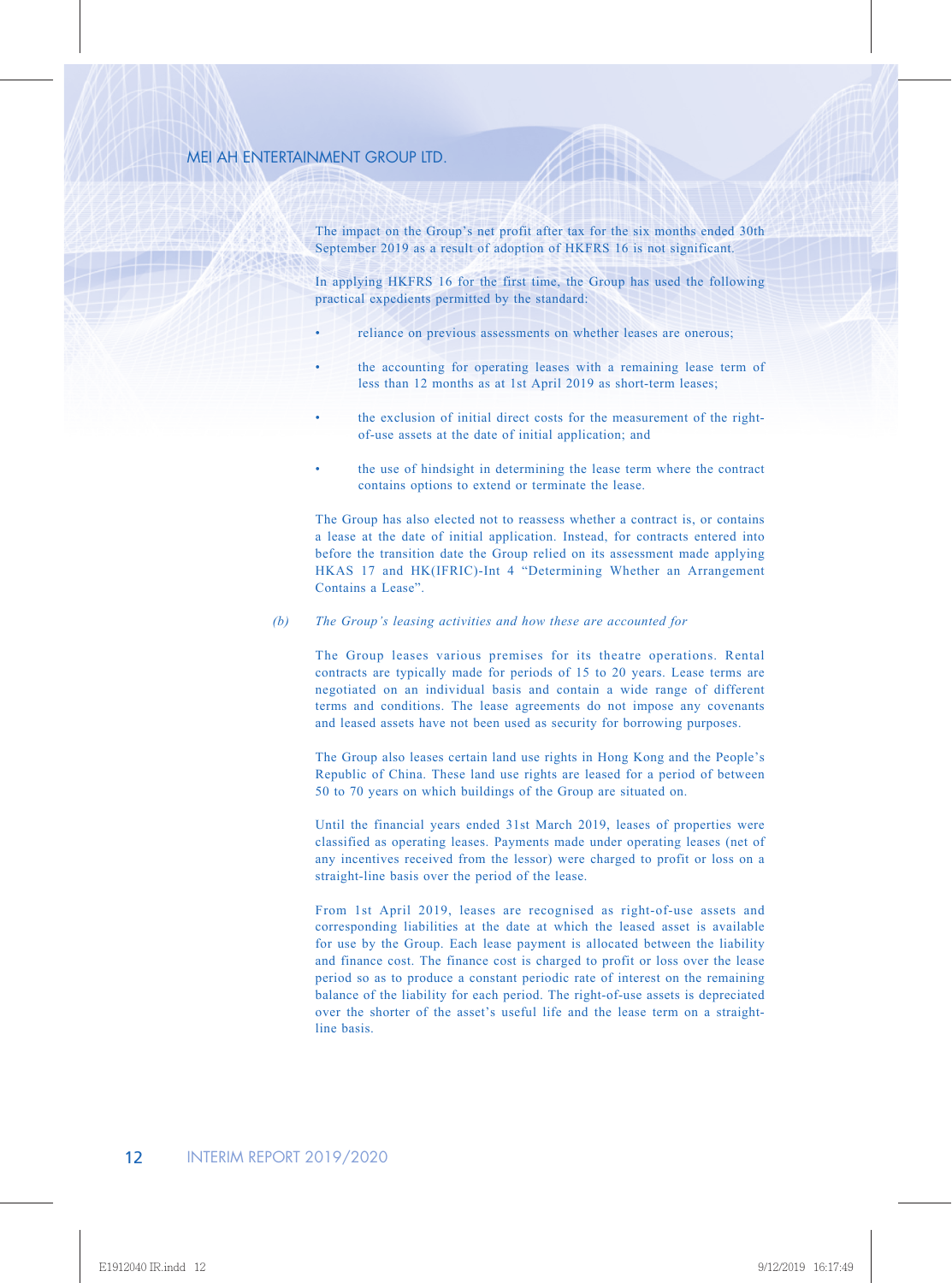The impact on the Group's net profit after tax for the six months ended 30th September 2019 as a result of adoption of HKFRS 16 is not significant.

In applying HKFRS 16 for the first time, the Group has used the following practical expedients permitted by the standard:

- reliance on previous assessments on whether leases are onerous;
- the accounting for operating leases with a remaining lease term of less than 12 months as at 1st April 2019 as short-term leases;
- the exclusion of initial direct costs for the measurement of the right-of-use assets at the date of initial application; and
- the use of hindsight in determining the lease term where the contract contains options to extend or terminate the lease.

The Group has also elected not to reassess whether a contract is, or contains a lease at the date of initial application. Instead, for contracts entered into before the transition date the Group relied on its assessment made applying HKAS 17 and HK(IFRIC)-Int 4 "Determining Whether an Arrangement Contains a Lease".

*(b) The Group's leasing activities and how these are accounted for*

The Group leases various premises for its theatre operations. Rental contracts are typically made for periods of 15 to 20 years. Lease terms are negotiated on an individual basis and contain a wide range of different terms and conditions. The lease agreements do not impose any covenants and leased assets have not been used as security for borrowing purposes.

The Group also leases certain land use rights in Hong Kong and the People's Republic of China. These land use rights are leased for a period of between 50 to 70 years on which buildings of the Group are situated on.

Until the financial years ended 31st March 2019, leases of properties were classified as operating leases. Payments made under operating leases (net of any incentives received from the lessor) were charged to profit or loss on a straight-line basis over the period of the lease.

From 1st April 2019, leases are recognised as right-of-use assets and corresponding liabilities at the date at which the leased asset is available for use by the Group. Each lease payment is allocated between the liability and finance cost. The finance cost is charged to profit or loss over the lease period so as to produce a constant periodic rate of interest on the remaining balance of the liability for each period. The right-of-use assets is depreciated over the shorter of the asset's useful life and the lease term on a straight-line basis.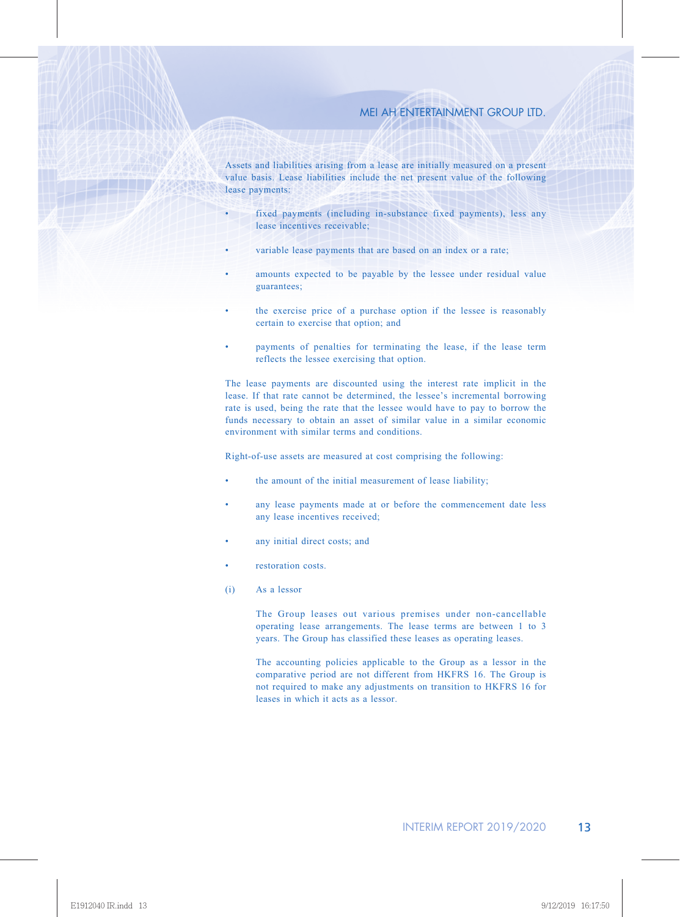Assets and liabilities arising from a lease are initially measured on a present value basis. Lease liabilities include the net present value of the following lease payments:

- fixed payments (including in-substance fixed payments), less any lease incentives receivable;
- variable lease payments that are based on an index or a rate;
- amounts expected to be payable by the lessee under residual value guarantees;
- the exercise price of a purchase option if the lessee is reasonably certain to exercise that option; and
- payments of penalties for terminating the lease, if the lease term reflects the lessee exercising that option.

The lease payments are discounted using the interest rate implicit in the lease. If that rate cannot be determined, the lessee's incremental borrowing rate is used, being the rate that the lessee would have to pay to borrow the funds necessary to obtain an asset of similar value in a similar economic environment with similar terms and conditions.

Right-of-use assets are measured at cost comprising the following:

- the amount of the initial measurement of lease liability;
- any lease payments made at or before the commencement date less any lease incentives received;
- any initial direct costs; and
- restoration costs.

(i) As a lessor

The Group leases out various premises under non-cancellable operating lease arrangements. The lease terms are between 1 to 3 years. The Group has classified these leases as operating leases.

The accounting policies applicable to the Group as a lessor in the comparative period are not different from HKFRS 16. The Group is not required to make any adjustments on transition to HKFRS 16 for leases in which it acts as a lessor.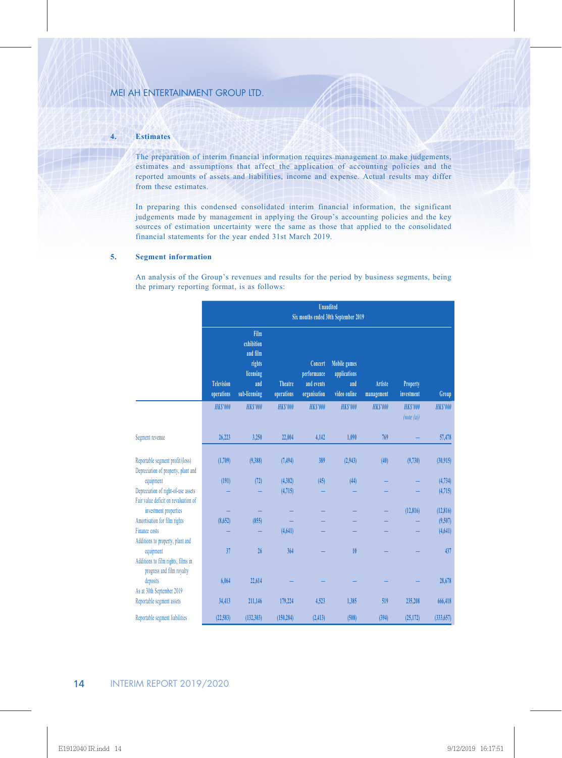## 4. Estimates

The preparation of interim financial information requires management to make judgements, estimates and assumptions that affect the application of accounting policies and the reported amounts of assets and liabilities, income and expense. Actual results may differ from these estimates.

In preparing this condensed consolidated interim financial information, the significant judgements made by management in applying the Group's accounting policies and the key sources of estimation uncertainty were the same as those that applied to the consolidated financial statements for the year ended 31st March 2019.

## 5. Segment information

An analysis of the Group's revenues and results for the period by business segments, being the primary reporting format, is as follows:

| | Unaudited Six months ended 30th September 2019 | | | | | | | |
|---|---|---|---|---|---|---|---|---|
| | Television operations | Film exhibition and film rights licensing and sub-licensing | Theatre operations | Concert performance and events organisation | Mobile games applications and video online | Artiste management | Property investment | Group |
| | *HK$'000* | *HK$'000* | *HK$'000* | *HK$'000* | *HK$'000* | *HK$'000* | *HK$'000* (note (a)) | *HK$'000* |
| Segment revenue | 26,223 | 3,250 | 22,004 | 4,142 | 1,090 | 769 | – | 57,478 |
| Reportable segment profit/(loss) | (1,709) | (9,388) | (7,494) | 389 | (2,943) | (40) | (9,730) | (30,915) |
| Depreciation of property, plant and equipment | (191) | (72) | (4,382) | (45) | (44) | – | – | (4,734) |
| Depreciation of right-of-use assets | – | – | (4,715) | – | – | – | – | (4,715) |
| Fair value deficit on revaluation of investment properties | – | – | – | – | – | – | (12,816) | (12,816) |
| Amortisation for film rights | (8,652) | (855) | – | – | – | – | – | (9,507) |
| Finance costs | – | – | (4,641) | – | – | – | – | (4,641) |
| Additions to property, plant and equipment | 37 | 26 | 364 | – | 10 | – | – | 437 |
| Additions to film rights, films in progress and film royalty deposits | 6,064 | 22,614 | – | – | – | – | – | 28,678 |
| As at 30th September 2019 | | | | | | | | |
| Reportable segment assets | 34,413 | 211,146 | 179,224 | 4,523 | 1,385 | 519 | 235,208 | 666,418 |
| Reportable segment liabilities | (22,583) | (132,303) | (150,284) | (2,413) | (508) | (394) | (25,172) | (333,657) |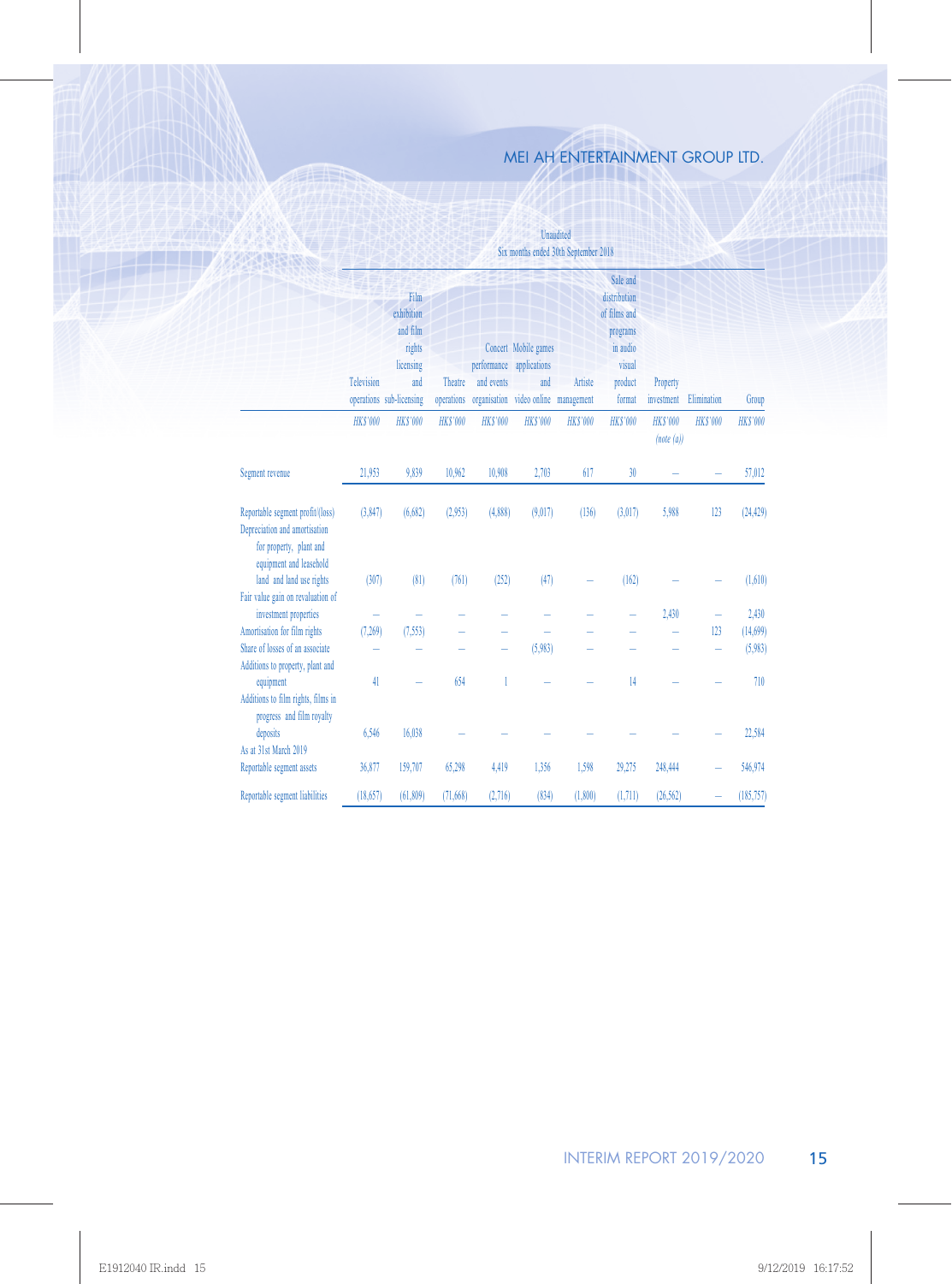| | Unaudited Six months ended 30th September 2018 | | | | | | | | | |
|---|---|---|---|---|---|---|---|---|---|---|
| | Television operations | Film exhibition and film rights licensing and sub-licensing | Theatre operations | Concert performance and events organisation | Mobile games applications and video online | Artiste management | Sale and distribution of films and programs in audio visual product format | Property investment | Elimination | Group |
| | *HK$'000* | *HK$'000* | *HK$'000* | *HK$'000* | *HK$'000* | *HK$'000* | *HK$'000* | *HK$'000* *(note (a))* | *HK$'000* | *HK$'000* |
| Segment revenue | 21,953 | 9,839 | 10,962 | 10,908 | 2,703 | 617 | 30 | – | – | 57,012 |
| Reportable segment profit/(loss) | (3,847) | (6,682) | (2,953) | (4,888) | (9,017) | (136) | (3,017) | 5,988 | 123 | (24,429) |
| Depreciation and amortisation for property, plant and equipment and leasehold land and land use rights | (307) | (81) | (761) | (252) | (47) | – | (162) | – | – | (1,610) |
| Fair value gain on revaluation of investment properties | – | – | – | – | – | – | – | 2,430 | – | 2,430 |
| Amortisation for film rights | (7,269) | (7,553) | – | – | – | – | – | – | 123 | (14,699) |
| Share of losses of an associate | – | – | – | – | (5,983) | – | – | – | – | (5,983) |
| Additions to property, plant and equipment | 41 | – | 654 | 1 | – | – | 14 | – | – | 710 |
| Additions to film rights, films in progress and film royalty deposits | 6,546 | 16,038 | – | – | – | – | – | – | – | 22,584 |
| As at 31st March 2019 | | | | | | | | | | |
| Reportable segment assets | 36,877 | 159,707 | 65,298 | 4,419 | 1,356 | 1,598 | 29,275 | 248,444 | – | 546,974 |
| Reportable segment liabilities | (18,657) | (61,809) | (71,668) | (2,716) | (834) | (1,800) | (1,711) | (26,562) | – | (185,757) |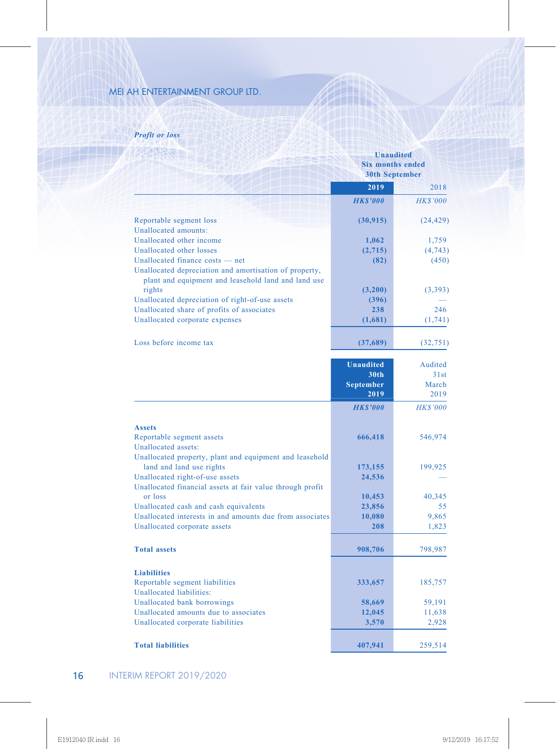*Profit or loss*

| | Unaudited Six months ended 30th September | |
|---|---|---|
| | **2019** | 2018 |
| | ***HK$'000*** | *HK$'000* |
| Reportable segment loss | **(30,915)** | (24,429) |
| Unallocated amounts: | | |
| Unallocated other income | **1,062** | 1,759 |
| Unallocated other losses | **(2,715)** | (4,743) |
| Unallocated finance costs — net | **(82)** | (450) |
| Unallocated depreciation and amortisation of property, plant and equipment and leasehold land and land use rights | **(3,200)** | (3,393) |
| Unallocated depreciation of right-of-use assets | **(396)** | — |
| Unallocated share of profits of associates | **238** | 246 |
| Unallocated corporate expenses | **(1,681)** | (1,741) |
| Loss before income tax | **(37,689)** | (32,751) |

| | **Unaudited 30th September 2019** | Audited 31st March 2019 |
|---|---|---|
| | ***HK$'000*** | *HK$'000* |
| **Assets** | | |
| Reportable segment assets | **666,418** | 546,974 |
| Unallocated assets: | | |
| Unallocated property, plant and equipment and leasehold land and land use rights | **173,155** | 199,925 |
| Unallocated right-of-use assets | **24,536** | — |
| Unallocated financial assets at fair value through profit or loss | **10,453** | 40,345 |
| Unallocated cash and cash equivalents | **23,856** | 55 |
| Unallocated interests in and amounts due from associates | **10,080** | 9,865 |
| Unallocated corporate assets | **208** | 1,823 |
| **Total assets** | **908,706** | 798,987 |
| **Liabilities** | | |
| Reportable segment liabilities | **333,657** | 185,757 |
| Unallocated liabilities: | | |
| Unallocated bank borrowings | **58,669** | 59,191 |
| Unallocated amounts due to associates | **12,045** | 11,638 |
| Unallocated corporate liabilities | **3,570** | 2,928 |
| **Total liabilities** | **407,941** | 259,514 |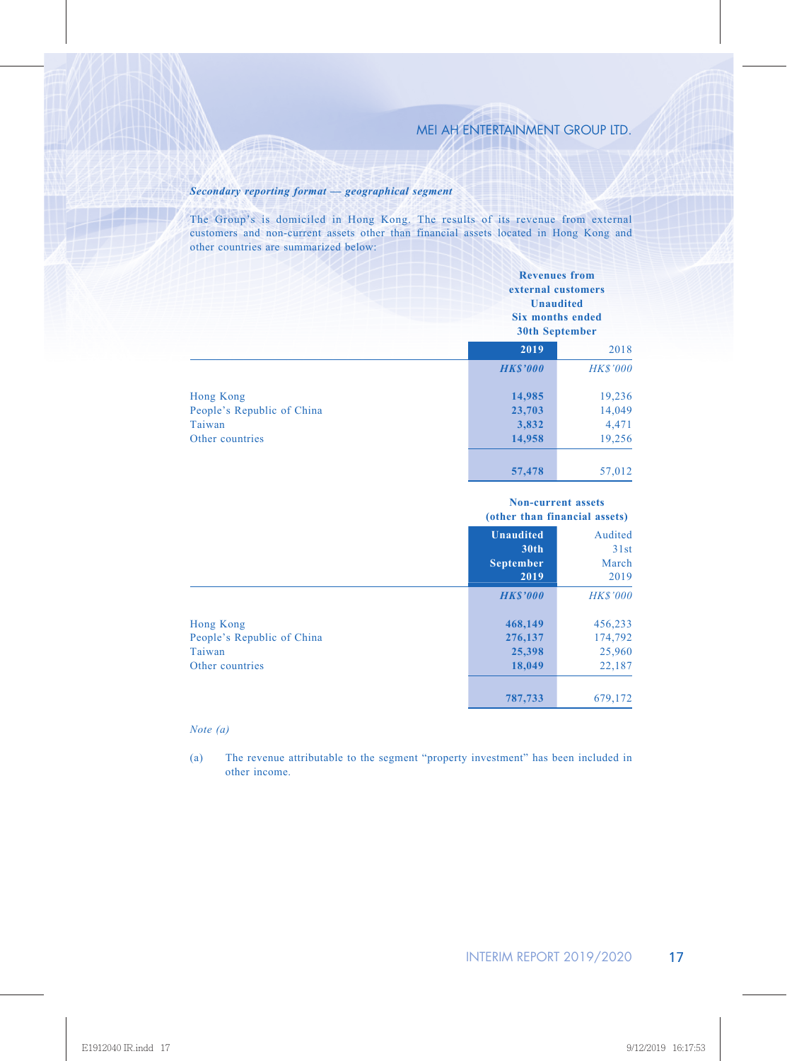*Secondary reporting format — geographical segment*

The Group's is domiciled in Hong Kong. The results of its revenue from external customers and non-current assets other than financial assets located in Hong Kong and other countries are summarized below:

| | Revenues from external customers Unaudited Six months ended 30th September | |
|---|---|---|
| | **2019** | 2018 |
| | ***HK$'000*** | *HK$'000* |
| Hong Kong | **14,985** | 19,236 |
| People's Republic of China | **23,703** | 14,049 |
| Taiwan | **3,832** | 4,471 |
| Other countries | **14,958** | 19,256 |
| | **57,478** | 57,012 |

| | Non-current assets (other than financial assets) | |
|---|---|---|
| | **Unaudited 30th September 2019** | Audited 31st March 2019 |
| | ***HK$'000*** | *HK$'000* |
| Hong Kong | **468,149** | 456,233 |
| People's Republic of China | **276,137** | 174,792 |
| Taiwan | **25,398** | 25,960 |
| Other countries | **18,049** | 22,187 |
| | **787,733** | 679,172 |

*Note (a)*

(a) The revenue attributable to the segment "property investment" has been included in other income.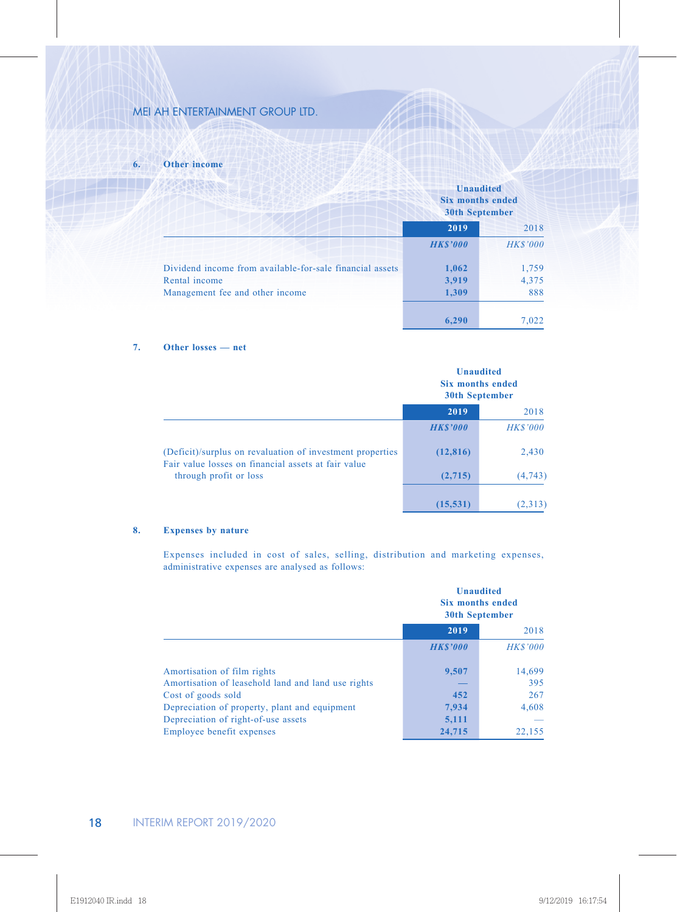## 6. Other income

| | Unaudited Six months ended 30th September | |
|---|---|---|
| | **2019** | 2018 |
| | ***HK$'000*** | *HK$'000* |
| Dividend income from available-for-sale financial assets | **1,062** | 1,759 |
| Rental income | **3,919** | 4,375 |
| Management fee and other income | **1,309** | 888 |
| | **6,290** | 7,022 |

## 7. Other losses — net

| | Unaudited Six months ended 30th September | |
|---|---|---|
| | **2019** | 2018 |
| | ***HK$'000*** | *HK$'000* |
| (Deficit)/surplus on revaluation of investment properties | **(12,816)** | 2,430 |
| Fair value losses on financial assets at fair value through profit or loss | **(2,715)** | (4,743) |
| | **(15,531)** | (2,313) |

## 8. Expenses by nature

Expenses included in cost of sales, selling, distribution and marketing expenses, administrative expenses are analysed as follows:

| | Unaudited Six months ended 30th September | |
|---|---|---|
| | **2019** | 2018 |
| | ***HK$'000*** | *HK$'000* |
| Amortisation of film rights | **9,507** | 14,699 |
| Amortisation of leasehold land and land use rights | **—** | 395 |
| Cost of goods sold | **452** | 267 |
| Depreciation of property, plant and equipment | **7,934** | 4,608 |
| Depreciation of right-of-use assets | **5,111** | — |
| Employee benefit expenses | **24,715** | 22,155 |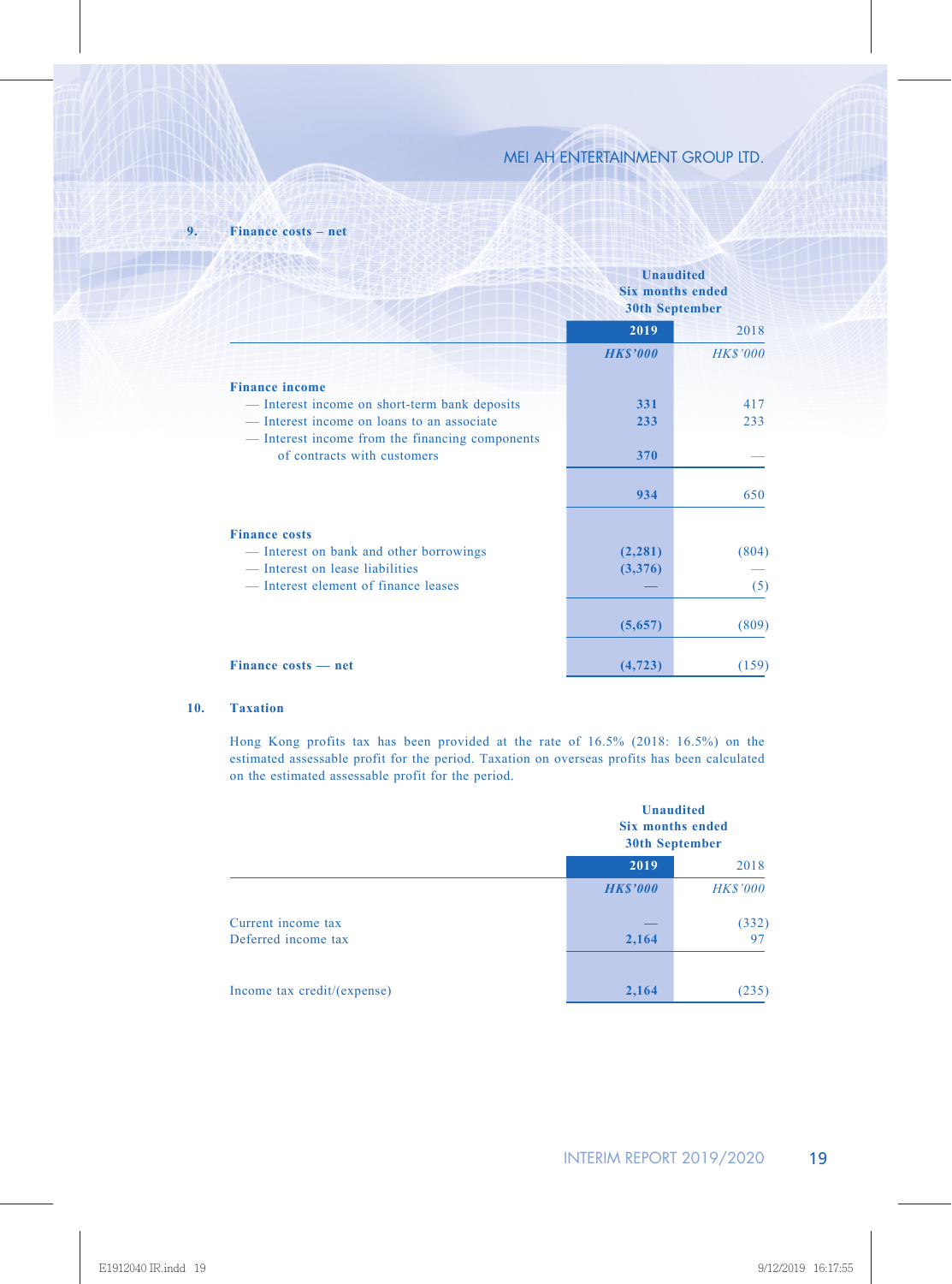## 9. Finance costs – net

| | Unaudited Six months ended 30th September | |
|---|---|---|
| | **2019** | 2018 |
| | ***HK$'000*** | *HK$'000* |
| **Finance income** | | |
| — Interest income on short-term bank deposits | **331** | 417 |
| — Interest income on loans to an associate | **233** | 233 |
| — Interest income from the financing components of contracts with customers | **370** | — |
| | **934** | 650 |
| **Finance costs** | | |
| — Interest on bank and other borrowings | **(2,281)** | (804) |
| — Interest on lease liabilities | **(3,376)** | — |
| — Interest element of finance leases | **—** | (5) |
| | **(5,657)** | (809) |
| **Finance costs — net** | **(4,723)** | (159) |

## 10. Taxation

Hong Kong profits tax has been provided at the rate of 16.5% (2018: 16.5%) on the estimated assessable profit for the period. Taxation on overseas profits has been calculated on the estimated assessable profit for the period.

| | Unaudited Six months ended 30th September | |
|---|---|---|
| | **2019** | 2018 |
| | ***HK$'000*** | *HK$'000* |
| Current income tax | **—** | (332) |
| Deferred income tax | **2,164** | 97 |
| Income tax credit/(expense) | **2,164** | (235) |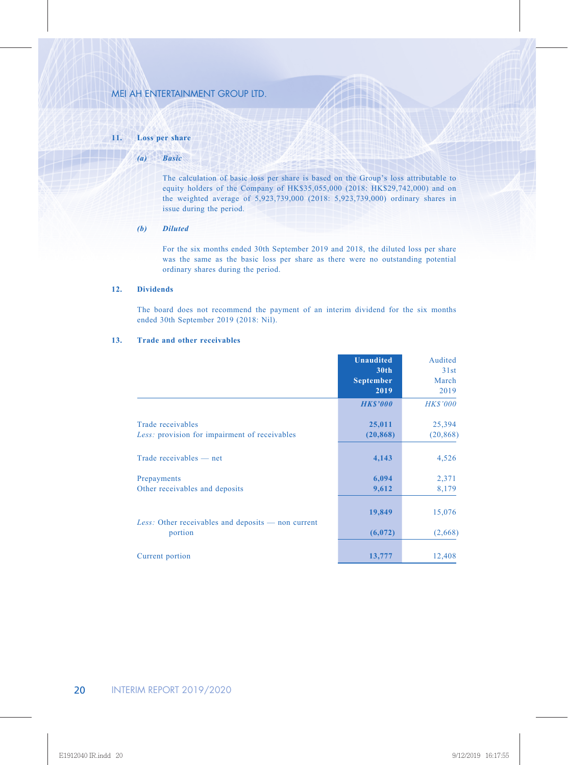### 11. Loss per share

#### *(a) Basic*

The calculation of basic loss per share is based on the Group's loss attributable to equity holders of the Company of HK$35,055,000 (2018: HK$29,742,000) and on the weighted average of 5,923,739,000 (2018: 5,923,739,000) ordinary shares in issue during the period.

#### *(b) Diluted*

For the six months ended 30th September 2019 and 2018, the diluted loss per share was the same as the basic loss per share as there were no outstanding potential ordinary shares during the period.

### 12. Dividends

The board does not recommend the payment of an interim dividend for the six months ended 30th September 2019 (2018: Nil).

### 13. Trade and other receivables

| | **Unaudited 30th September 2019** | Audited 31st March 2019 |
|---|---|---|
| | ***HK$'000*** | *HK$'000* |
| Trade receivables | **25,011** | 25,394 |
| *Less:* provision for impairment of receivables | **(20,868)** | (20,868) |
| Trade receivables — net | **4,143** | 4,526 |
| Prepayments | **6,094** | 2,371 |
| Other receivables and deposits | **9,612** | 8,179 |
| | **19,849** | 15,076 |
| *Less:* Other receivables and deposits — non current portion | **(6,072)** | (2,668) |
| Current portion | **13,777** | 12,408 |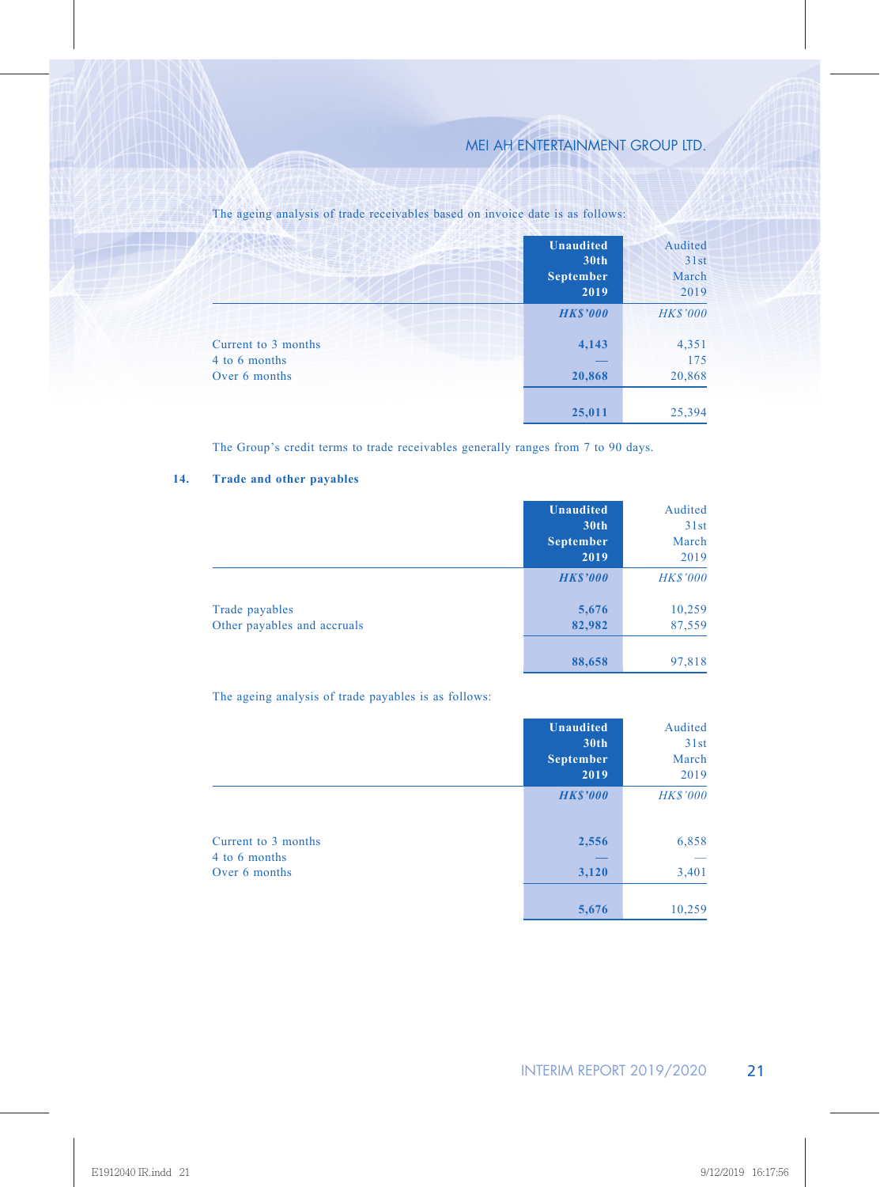The ageing analysis of trade receivables based on invoice date is as follows:

| | Unaudited 30th September 2019 | Audited 31st March 2019 |
|---|---|---|
| | *HK$'000* | *HK$'000* |
| Current to 3 months | 4,143 | 4,351 |
| 4 to 6 months | — | 175 |
| Over 6 months | 20,868 | 20,868 |
| | 25,011 | 25,394 |

The Group's credit terms to trade receivables generally ranges from 7 to 90 days.

## 14. Trade and other payables

| | Unaudited 30th September 2019 | Audited 31st March 2019 |
|---|---|---|
| | *HK$'000* | *HK$'000* |
| Trade payables | 5,676 | 10,259 |
| Other payables and accruals | 82,982 | 87,559 |
| | 88,658 | 97,818 |

The ageing analysis of trade payables is as follows:

| | Unaudited 30th September 2019 | Audited 31st March 2019 |
|---|---|---|
| | *HK$'000* | *HK$'000* |
| Current to 3 months | 2,556 | 6,858 |
| 4 to 6 months | — | — |
| Over 6 months | 3,120 | 3,401 |
| | 5,676 | 10,259 |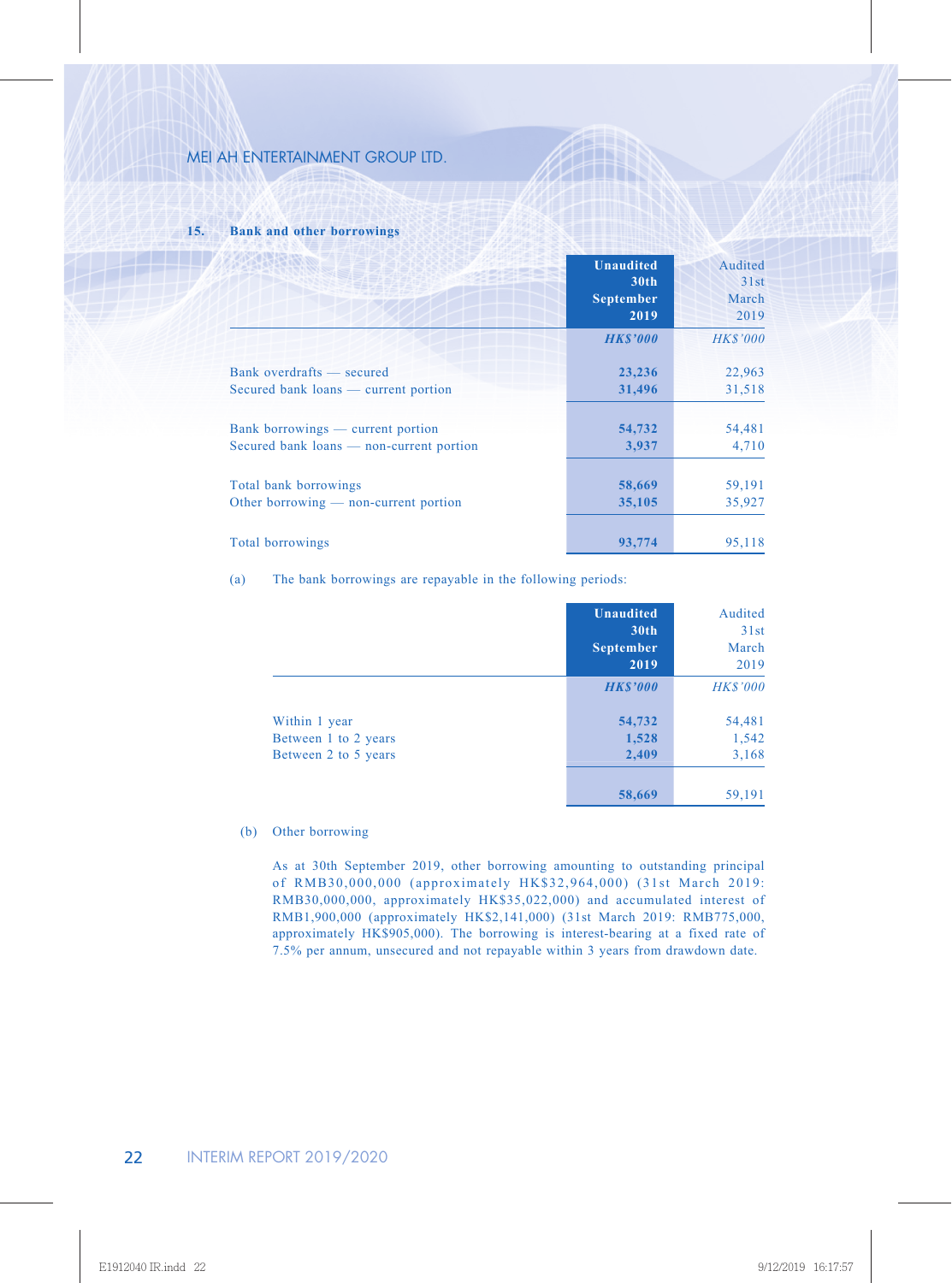## 15. Bank and other borrowings

| | Unaudited 30th September 2019 | Audited 31st March 2019 |
|---|---|---|
| | ***HK$'000*** | *HK$'000* |
| Bank overdrafts — secured | **23,236** | 22,963 |
| Secured bank loans — current portion | **31,496** | 31,518 |
| Bank borrowings — current portion | **54,732** | 54,481 |
| Secured bank loans — non-current portion | **3,937** | 4,710 |
| Total bank borrowings | **58,669** | 59,191 |
| Other borrowing — non-current portion | **35,105** | 35,927 |
| Total borrowings | **93,774** | 95,118 |

(a) The bank borrowings are repayable in the following periods:

| | Unaudited 30th September 2019 | Audited 31st March 2019 |
|---|---|---|
| | ***HK$'000*** | *HK$'000* |
| Within 1 year | **54,732** | 54,481 |
| Between 1 to 2 years | **1,528** | 1,542 |
| Between 2 to 5 years | **2,409** | 3,168 |
| | **58,669** | 59,191 |

(b) Other borrowing

As at 30th September 2019, other borrowing amounting to outstanding principal of RMB30,000,000 (approximately HK$32,964,000) (31st March 2019: RMB30,000,000, approximately HK$35,022,000) and accumulated interest of RMB1,900,000 (approximately HK$2,141,000) (31st March 2019: RMB775,000, approximately HK$905,000). The borrowing is interest-bearing at a fixed rate of 7.5% per annum, unsecured and not repayable within 3 years from drawdown date.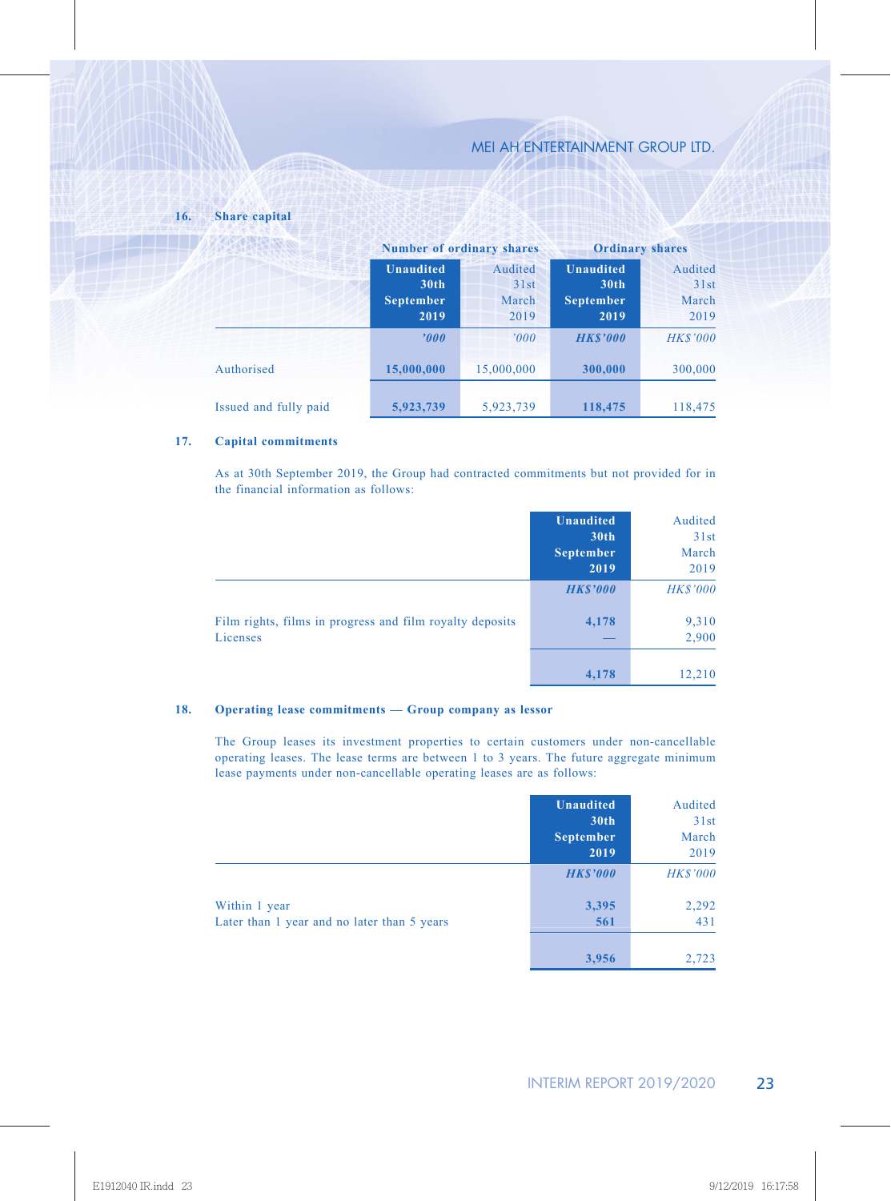## 16. Share capital

| | Number of ordinary shares | | Ordinary shares | |
|---|---|---|---|---|
| | **Unaudited 30th September 2019** | Audited 31st March 2019 | **Unaudited 30th September 2019** | Audited 31st March 2019 |
| | ***'000*** | *'000* | ***HK$'000*** | *HK$'000* |
| Authorised | **15,000,000** | 15,000,000 | **300,000** | 300,000 |
| Issued and fully paid | **5,923,739** | 5,923,739 | **118,475** | 118,475 |

## 17. Capital commitments

As at 30th September 2019, the Group had contracted commitments but not provided for in the financial information as follows:

| | **Unaudited 30th September 2019** | Audited 31st March 2019 |
|---|---|---|
| | ***HK$'000*** | *HK$'000* |
| Film rights, films in progress and film royalty deposits | **4,178** | 9,310 |
| Licenses | **—** | 2,900 |
| | **4,178** | 12,210 |

## 18. Operating lease commitments — Group company as lessor

The Group leases its investment properties to certain customers under non-cancellable operating leases. The lease terms are between 1 to 3 years. The future aggregate minimum lease payments under non-cancellable operating leases are as follows:

| | **Unaudited 30th September 2019** | Audited 31st March 2019 |
|---|---|---|
| | ***HK$'000*** | *HK$'000* |
| Within 1 year | **3,395** | 2,292 |
| Later than 1 year and no later than 5 years | **561** | 431 |
| | **3,956** | 2,723 |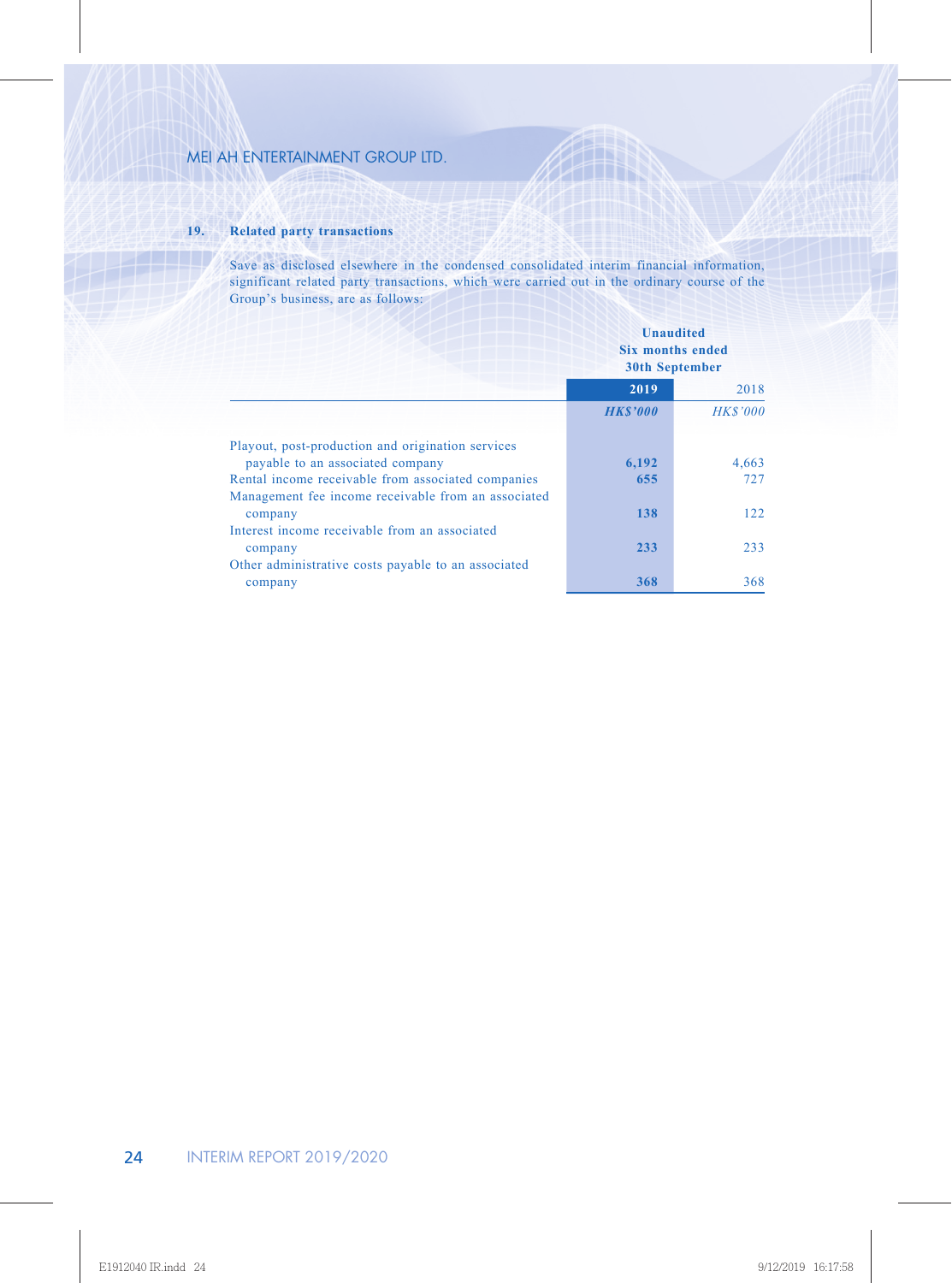## 19. Related party transactions

Save as disclosed elsewhere in the condensed consolidated interim financial information, significant related party transactions, which were carried out in the ordinary course of the Group's business, are as follows:

| | Unaudited Six months ended 30th September | |
|---|---|---|
| | **2019** | 2018 |
| | ***HK$'000*** | *HK$'000* |
| Playout, post-production and origination services payable to an associated company | **6,192** | 4,663 |
| Rental income receivable from associated companies | **655** | 727 |
| Management fee income receivable from an associated company | **138** | 122 |
| Interest income receivable from an associated company | **233** | 233 |
| Other administrative costs payable to an associated company | **368** | 368 |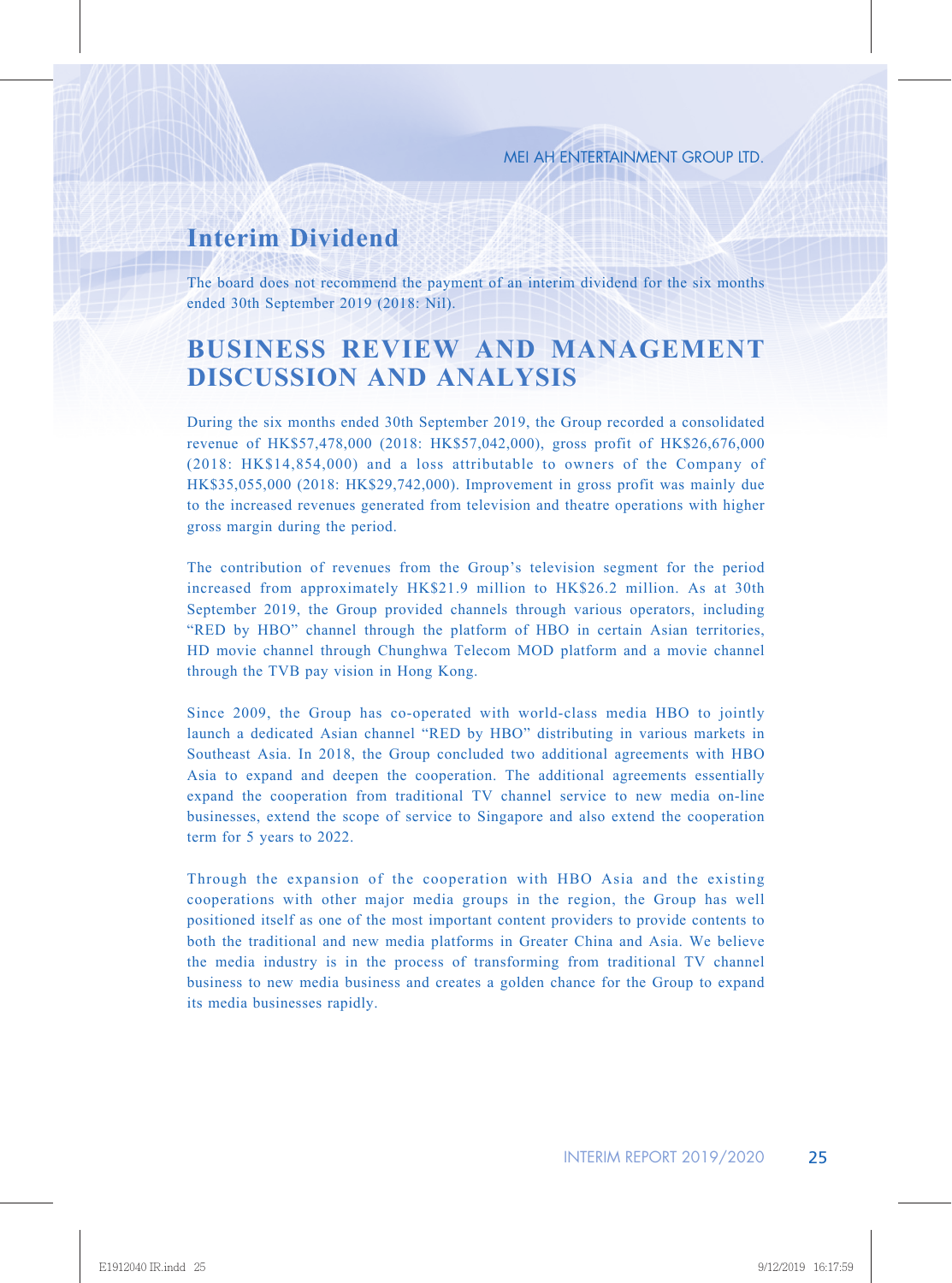## Interim Dividend

The board does not recommend the payment of an interim dividend for the six months ended 30th September 2019 (2018: Nil).

# BUSINESS REVIEW AND MANAGEMENT DISCUSSION AND ANALYSIS

During the six months ended 30th September 2019, the Group recorded a consolidated revenue of HK$57,478,000 (2018: HK$57,042,000), gross profit of HK$26,676,000 (2018: HK$14,854,000) and a loss attributable to owners of the Company of HK$35,055,000 (2018: HK$29,742,000). Improvement in gross profit was mainly due to the increased revenues generated from television and theatre operations with higher gross margin during the period.

The contribution of revenues from the Group's television segment for the period increased from approximately HK$21.9 million to HK$26.2 million. As at 30th September 2019, the Group provided channels through various operators, including "RED by HBO" channel through the platform of HBO in certain Asian territories, HD movie channel through Chunghwa Telecom MOD platform and a movie channel through the TVB pay vision in Hong Kong.

Since 2009, the Group has co-operated with world-class media HBO to jointly launch a dedicated Asian channel "RED by HBO" distributing in various markets in Southeast Asia. In 2018, the Group concluded two additional agreements with HBO Asia to expand and deepen the cooperation. The additional agreements essentially expand the cooperation from traditional TV channel service to new media on-line businesses, extend the scope of service to Singapore and also extend the cooperation term for 5 years to 2022.

Through the expansion of the cooperation with HBO Asia and the existing cooperations with other major media groups in the region, the Group has well positioned itself as one of the most important content providers to provide contents to both the traditional and new media platforms in Greater China and Asia. We believe the media industry is in the process of transforming from traditional TV channel business to new media business and creates a golden chance for the Group to expand its media businesses rapidly.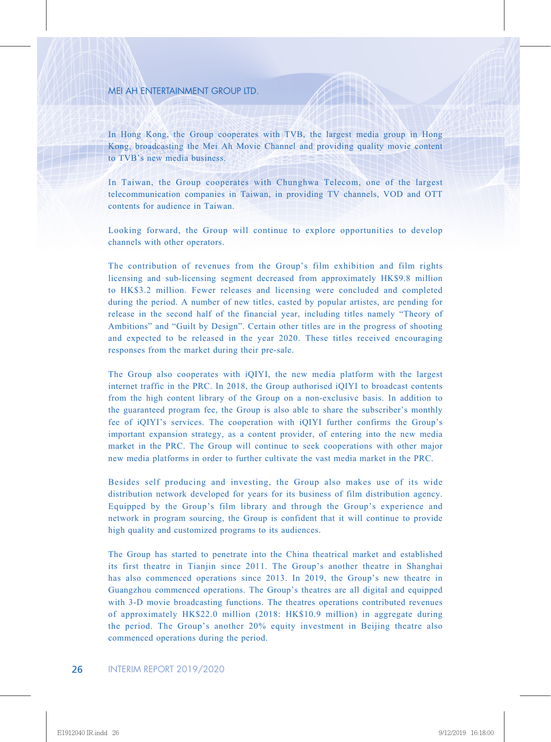In Hong Kong, the Group cooperates with TVB, the largest media group in Hong Kong, broadcasting the Mei Ah Movie Channel and providing quality movie content to TVB's new media business.

In Taiwan, the Group cooperates with Chunghwa Telecom, one of the largest telecommunication companies in Taiwan, in providing TV channels, VOD and OTT contents for audience in Taiwan.

Looking forward, the Group will continue to explore opportunities to develop channels with other operators.

The contribution of revenues from the Group's film exhibition and film rights licensing and sub-licensing segment decreased from approximately HK$9.8 million to HK$3.2 million. Fewer releases and licensing were concluded and completed during the period. A number of new titles, casted by popular artistes, are pending for release in the second half of the financial year, including titles namely "Theory of Ambitions" and "Guilt by Design". Certain other titles are in the progress of shooting and expected to be released in the year 2020. These titles received encouraging responses from the market during their pre-sale.

The Group also cooperates with iQIYI, the new media platform with the largest internet traffic in the PRC. In 2018, the Group authorised iQIYI to broadcast contents from the high content library of the Group on a non-exclusive basis. In addition to the guaranteed program fee, the Group is also able to share the subscriber's monthly fee of iQIYI's services. The cooperation with iQIYI further confirms the Group's important expansion strategy, as a content provider, of entering into the new media market in the PRC. The Group will continue to seek cooperations with other major new media platforms in order to further cultivate the vast media market in the PRC.

Besides self producing and investing, the Group also makes use of its wide distribution network developed for years for its business of film distribution agency. Equipped by the Group's film library and through the Group's experience and network in program sourcing, the Group is confident that it will continue to provide high quality and customized programs to its audiences.

The Group has started to penetrate into the China theatrical market and established its first theatre in Tianjin since 2011. The Group's another theatre in Shanghai has also commenced operations since 2013. In 2019, the Group's new theatre in Guangzhou commenced operations. The Group's theatres are all digital and equipped with 3-D movie broadcasting functions. The theatres operations contributed revenues of approximately HK$22.0 million (2018: HK$10.9 million) in aggregate during the period. The Group's another 20% equity investment in Beijing theatre also commenced operations during the period.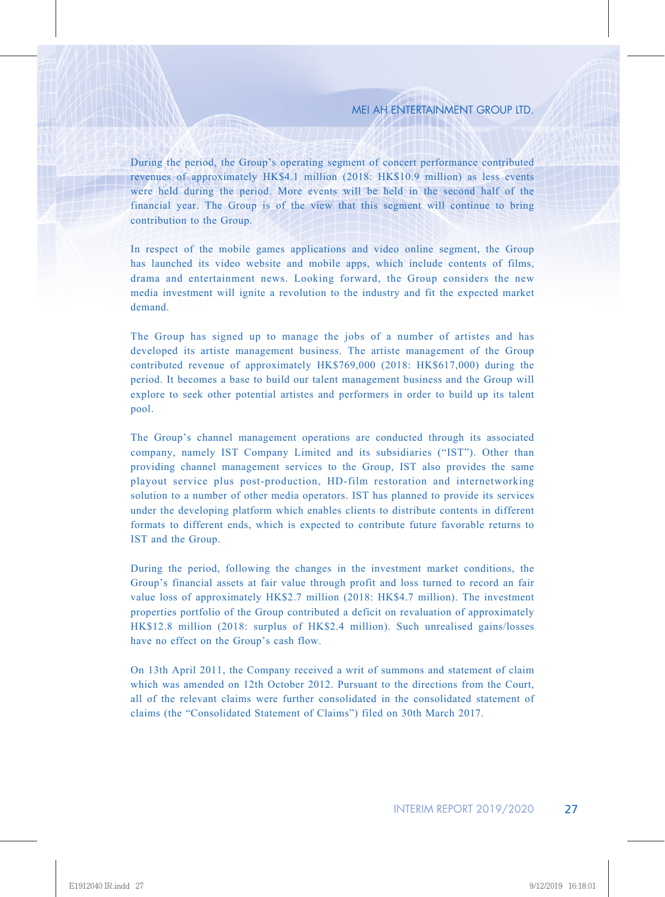During the period, the Group's operating segment of concert performance contributed revenues of approximately HK$4.1 million (2018: HK$10.9 million) as less events were held during the period. More events will be held in the second half of the financial year. The Group is of the view that this segment will continue to bring contribution to the Group.

In respect of the mobile games applications and video online segment, the Group has launched its video website and mobile apps, which include contents of films, drama and entertainment news. Looking forward, the Group considers the new media investment will ignite a revolution to the industry and fit the expected market demand.

The Group has signed up to manage the jobs of a number of artistes and has developed its artiste management business. The artiste management of the Group contributed revenue of approximately HK$769,000 (2018: HK$617,000) during the period. It becomes a base to build our talent management business and the Group will explore to seek other potential artistes and performers in order to build up its talent pool.

The Group's channel management operations are conducted through its associated company, namely IST Company Limited and its subsidiaries ("IST"). Other than providing channel management services to the Group, IST also provides the same playout service plus post-production, HD-film restoration and internetworking solution to a number of other media operators. IST has planned to provide its services under the developing platform which enables clients to distribute contents in different formats to different ends, which is expected to contribute future favorable returns to IST and the Group.

During the period, following the changes in the investment market conditions, the Group's financial assets at fair value through profit and loss turned to record an fair value loss of approximately HK$2.7 million (2018: HK$4.7 million). The investment properties portfolio of the Group contributed a deficit on revaluation of approximately HK$12.8 million (2018: surplus of HK$2.4 million). Such unrealised gains/losses have no effect on the Group's cash flow.

On 13th April 2011, the Company received a writ of summons and statement of claim which was amended on 12th October 2012. Pursuant to the directions from the Court, all of the relevant claims were further consolidated in the consolidated statement of claims (the "Consolidated Statement of Claims") filed on 30th March 2017.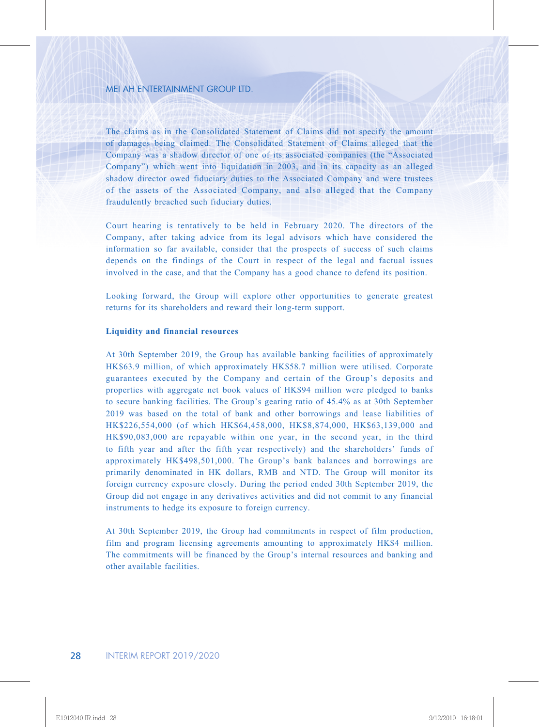The claims as in the Consolidated Statement of Claims did not specify the amount of damages being claimed. The Consolidated Statement of Claims alleged that the Company was a shadow director of one of its associated companies (the "Associated Company") which went into liquidation in 2003, and in its capacity as an alleged shadow director owed fiduciary duties to the Associated Company and were trustees of the assets of the Associated Company, and also alleged that the Company fraudulently breached such fiduciary duties.

Court hearing is tentatively to be held in February 2020. The directors of the Company, after taking advice from its legal advisors which have considered the information so far available, consider that the prospects of success of such claims depends on the findings of the Court in respect of the legal and factual issues involved in the case, and that the Company has a good chance to defend its position.

Looking forward, the Group will explore other opportunities to generate greatest returns for its shareholders and reward their long-term support.

**Liquidity and financial resources**

At 30th September 2019, the Group has available banking facilities of approximately HK$63.9 million, of which approximately HK$58.7 million were utilised. Corporate guarantees executed by the Company and certain of the Group's deposits and properties with aggregate net book values of HK$94 million were pledged to banks to secure banking facilities. The Group's gearing ratio of 45.4% as at 30th September 2019 was based on the total of bank and other borrowings and lease liabilities of HK$226,554,000 (of which HK$64,458,000, HK$8,874,000, HK$63,139,000 and HK$90,083,000 are repayable within one year, in the second year, in the third to fifth year and after the fifth year respectively) and the shareholders' funds of approximately HK$498,501,000. The Group's bank balances and borrowings are primarily denominated in HK dollars, RMB and NTD. The Group will monitor its foreign currency exposure closely. During the period ended 30th September 2019, the Group did not engage in any derivatives activities and did not commit to any financial instruments to hedge its exposure to foreign currency.

At 30th September 2019, the Group had commitments in respect of film production, film and program licensing agreements amounting to approximately HK$4 million. The commitments will be financed by the Group's internal resources and banking and other available facilities.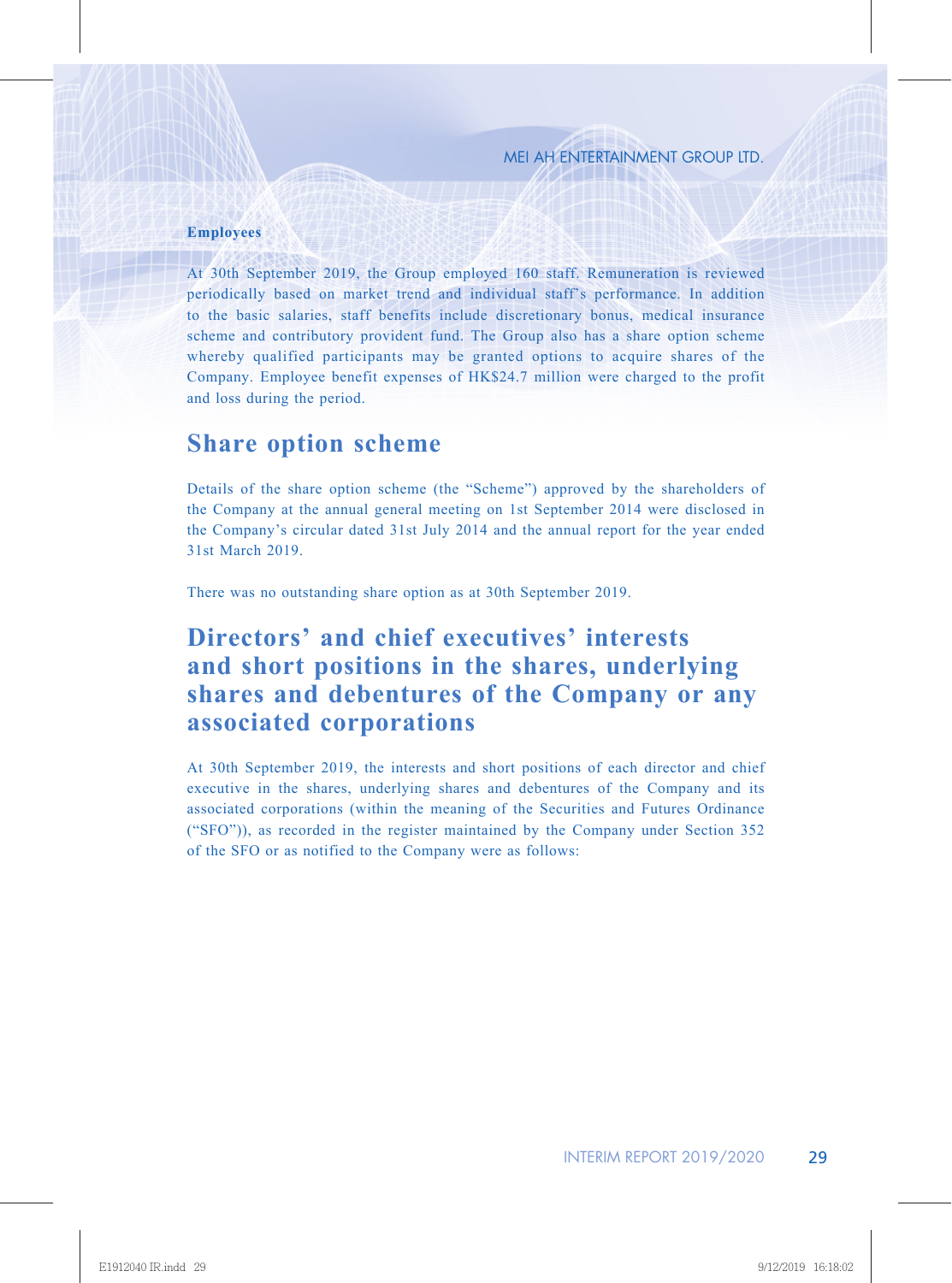### Employees

At 30th September 2019, the Group employed 160 staff. Remuneration is reviewed periodically based on market trend and individual staff's performance. In addition to the basic salaries, staff benefits include discretionary bonus, medical insurance scheme and contributory provident fund. The Group also has a share option scheme whereby qualified participants may be granted options to acquire shares of the Company. Employee benefit expenses of HK$24.7 million were charged to the profit and loss during the period.

## Share option scheme

Details of the share option scheme (the "Scheme") approved by the shareholders of the Company at the annual general meeting on 1st September 2014 were disclosed in the Company's circular dated 31st July 2014 and the annual report for the year ended 31st March 2019.

There was no outstanding share option as at 30th September 2019.

## Directors' and chief executives' interests and short positions in the shares, underlying shares and debentures of the Company or any associated corporations

At 30th September 2019, the interests and short positions of each director and chief executive in the shares, underlying shares and debentures of the Company and its associated corporations (within the meaning of the Securities and Futures Ordinance ("SFO")), as recorded in the register maintained by the Company under Section 352 of the SFO or as notified to the Company were as follows: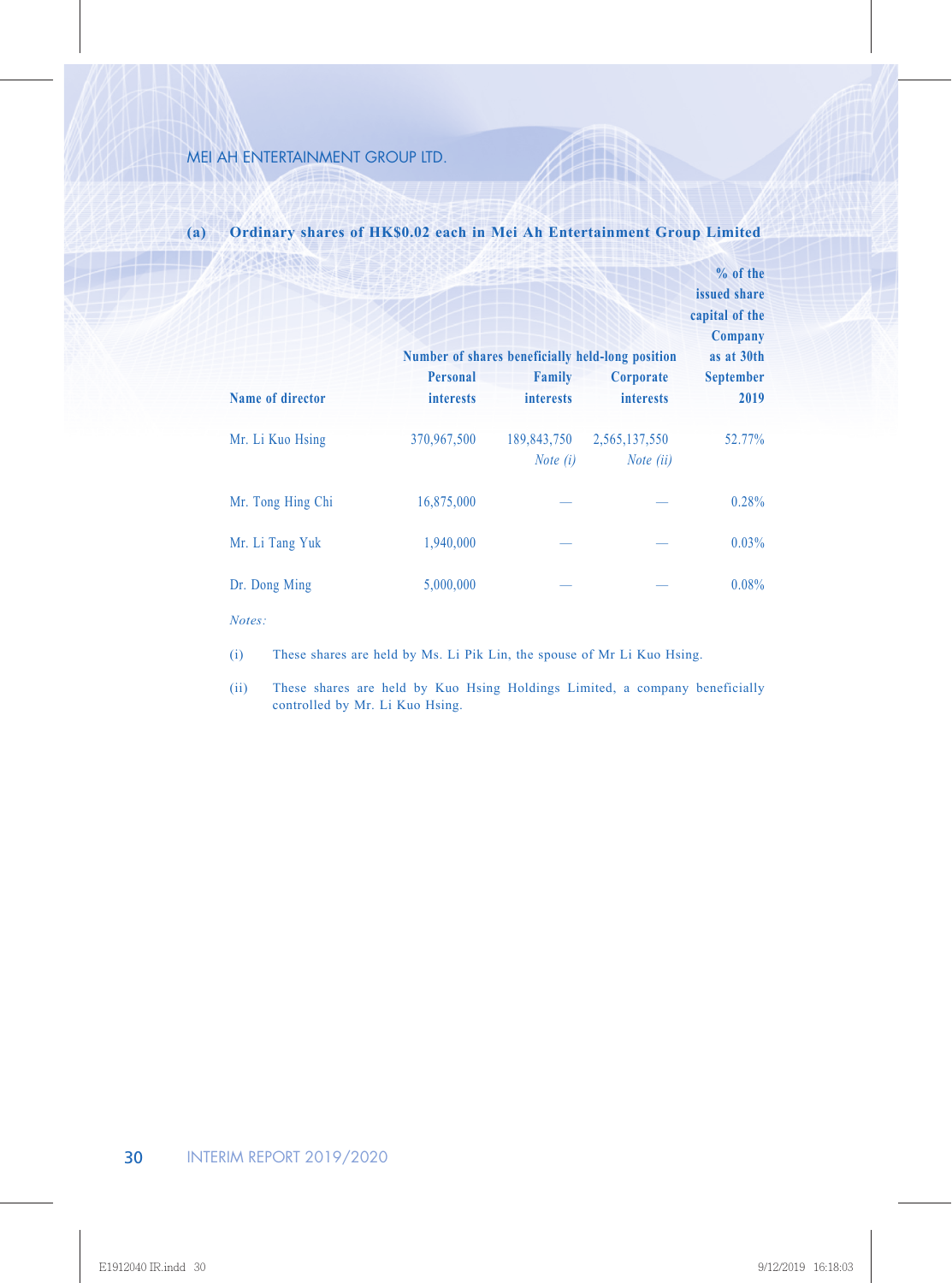**(a) Ordinary shares of HK$0.02 each in Mei Ah Entertainment Group Limited**

| Name of director | Number of shares beneficially held-long position | | | % of the issued share capital of the Company as at 30th September 2019 |
|---|---|---|---|---|
| | Personal interests | Family interests | Corporate interests | |
| Mr. Li Kuo Hsing | 370,967,500 | 189,843,750 *Note (i)* | 2,565,137,550 *Note (ii)* | 52.77% |
| Mr. Tong Hing Chi | 16,875,000 | — | — | 0.28% |
| Mr. Li Tang Yuk | 1,940,000 | — | — | 0.03% |
| Dr. Dong Ming | 5,000,000 | — | — | 0.08% |

*Notes:*

(i) These shares are held by Ms. Li Pik Lin, the spouse of Mr Li Kuo Hsing.

(ii) These shares are held by Kuo Hsing Holdings Limited, a company beneficially controlled by Mr. Li Kuo Hsing.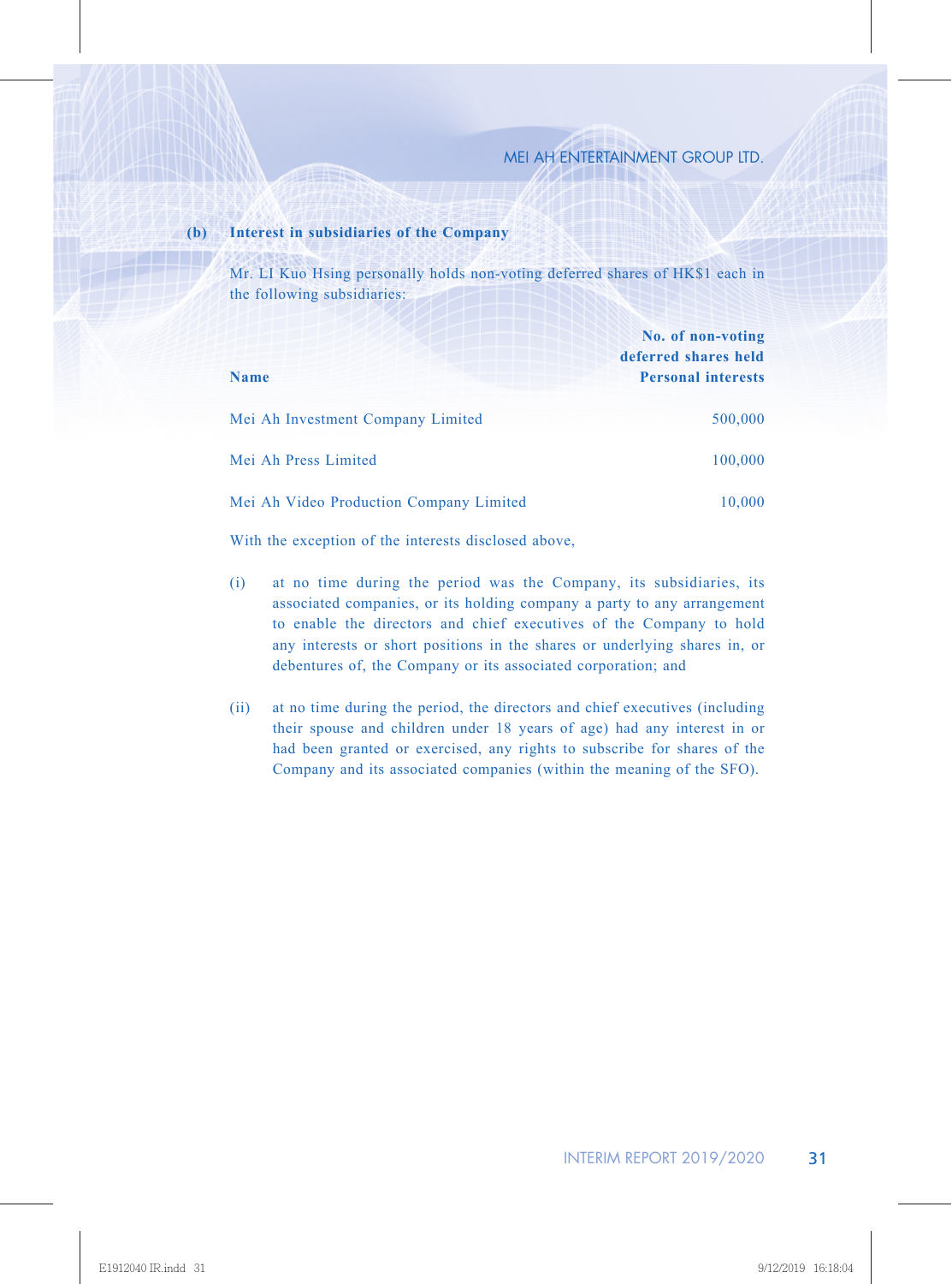**(b) Interest in subsidiaries of the Company**

Mr. LI Kuo Hsing personally holds non-voting deferred shares of HK$1 each in the following subsidiaries:

| Name | No. of non-voting deferred shares held Personal interests |
|---|---|
| Mei Ah Investment Company Limited | 500,000 |
| Mei Ah Press Limited | 100,000 |
| Mei Ah Video Production Company Limited | 10,000 |

With the exception of the interests disclosed above,

(i) at no time during the period was the Company, its subsidiaries, its associated companies, or its holding company a party to any arrangement to enable the directors and chief executives of the Company to hold any interests or short positions in the shares or underlying shares in, or debentures of, the Company or its associated corporation; and

(ii) at no time during the period, the directors and chief executives (including their spouse and children under 18 years of age) had any interest in or had been granted or exercised, any rights to subscribe for shares of the Company and its associated companies (within the meaning of the SFO).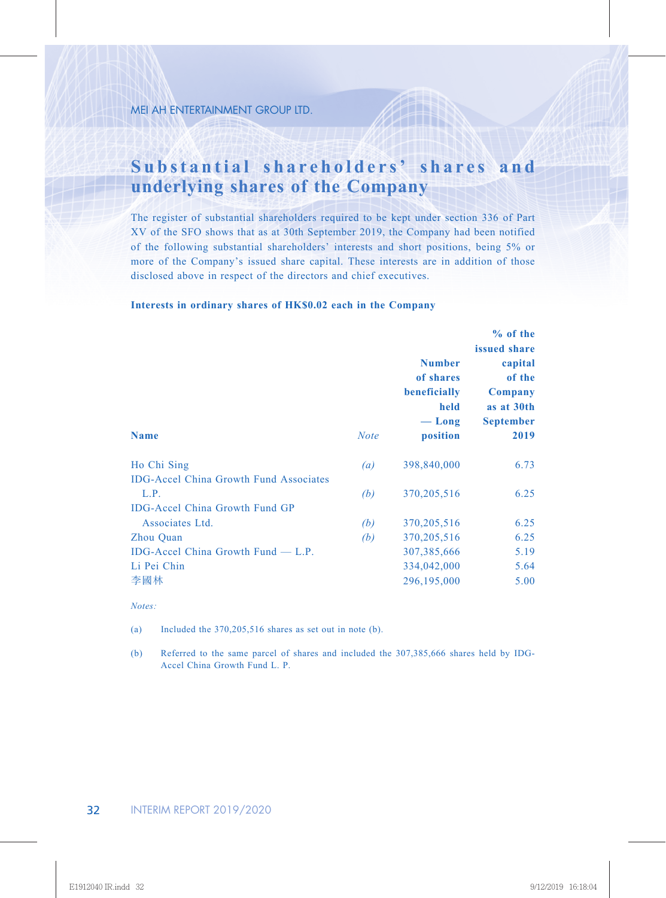## Substantial shareholders' shares and underlying shares of the Company

The register of substantial shareholders required to be kept under section 336 of Part XV of the SFO shows that as at 30th September 2019, the Company had been notified of the following substantial shareholders' interests and short positions, being 5% or more of the Company's issued share capital. These interests are in addition of those disclosed above in respect of the directors and chief executives.

**Interests in ordinary shares of HK$0.02 each in the Company**

| Name | *Note* | Number of shares beneficially held — Long position | % of the issued share capital of the Company as at 30th September 2019 |
|---|---|---|---|
| Ho Chi Sing | *(a)* | 398,840,000 | 6.73 |
| IDG-Accel China Growth Fund Associates L.P. | *(b)* | 370,205,516 | 6.25 |
| IDG-Accel China Growth Fund GP Associates Ltd. | *(b)* | 370,205,516 | 6.25 |
| Zhou Quan | *(b)* | 370,205,516 | 6.25 |
| IDG-Accel China Growth Fund — L.P. | | 307,385,666 | 5.19 |
| Li Pei Chin | | 334,042,000 | 5.64 |
| 李國林 | | 296,195,000 | 5.00 |

*Notes:*

(a) Included the 370,205,516 shares as set out in note (b).

(b) Referred to the same parcel of shares and included the 307,385,666 shares held by IDG-Accel China Growth Fund L. P.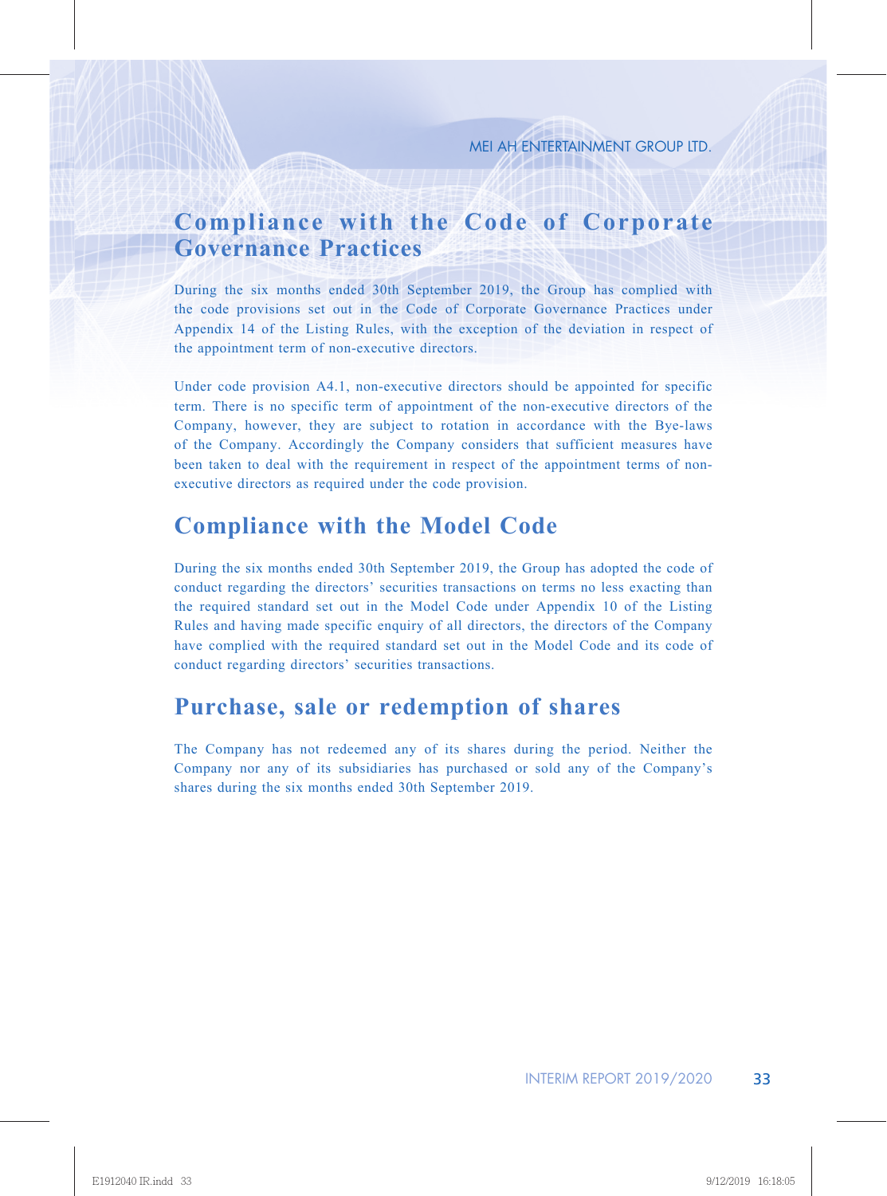## Compliance with the Code of Corporate Governance Practices

During the six months ended 30th September 2019, the Group has complied with the code provisions set out in the Code of Corporate Governance Practices under Appendix 14 of the Listing Rules, with the exception of the deviation in respect of the appointment term of non-executive directors.

Under code provision A4.1, non-executive directors should be appointed for specific term. There is no specific term of appointment of the non-executive directors of the Company, however, they are subject to rotation in accordance with the Bye-laws of the Company. Accordingly the Company considers that sufficient measures have been taken to deal with the requirement in respect of the appointment terms of non-executive directors as required under the code provision.

## Compliance with the Model Code

During the six months ended 30th September 2019, the Group has adopted the code of conduct regarding the directors' securities transactions on terms no less exacting than the required standard set out in the Model Code under Appendix 10 of the Listing Rules and having made specific enquiry of all directors, the directors of the Company have complied with the required standard set out in the Model Code and its code of conduct regarding directors' securities transactions.

## Purchase, sale or redemption of shares

The Company has not redeemed any of its shares during the period. Neither the Company nor any of its subsidiaries has purchased or sold any of the Company's shares during the six months ended 30th September 2019.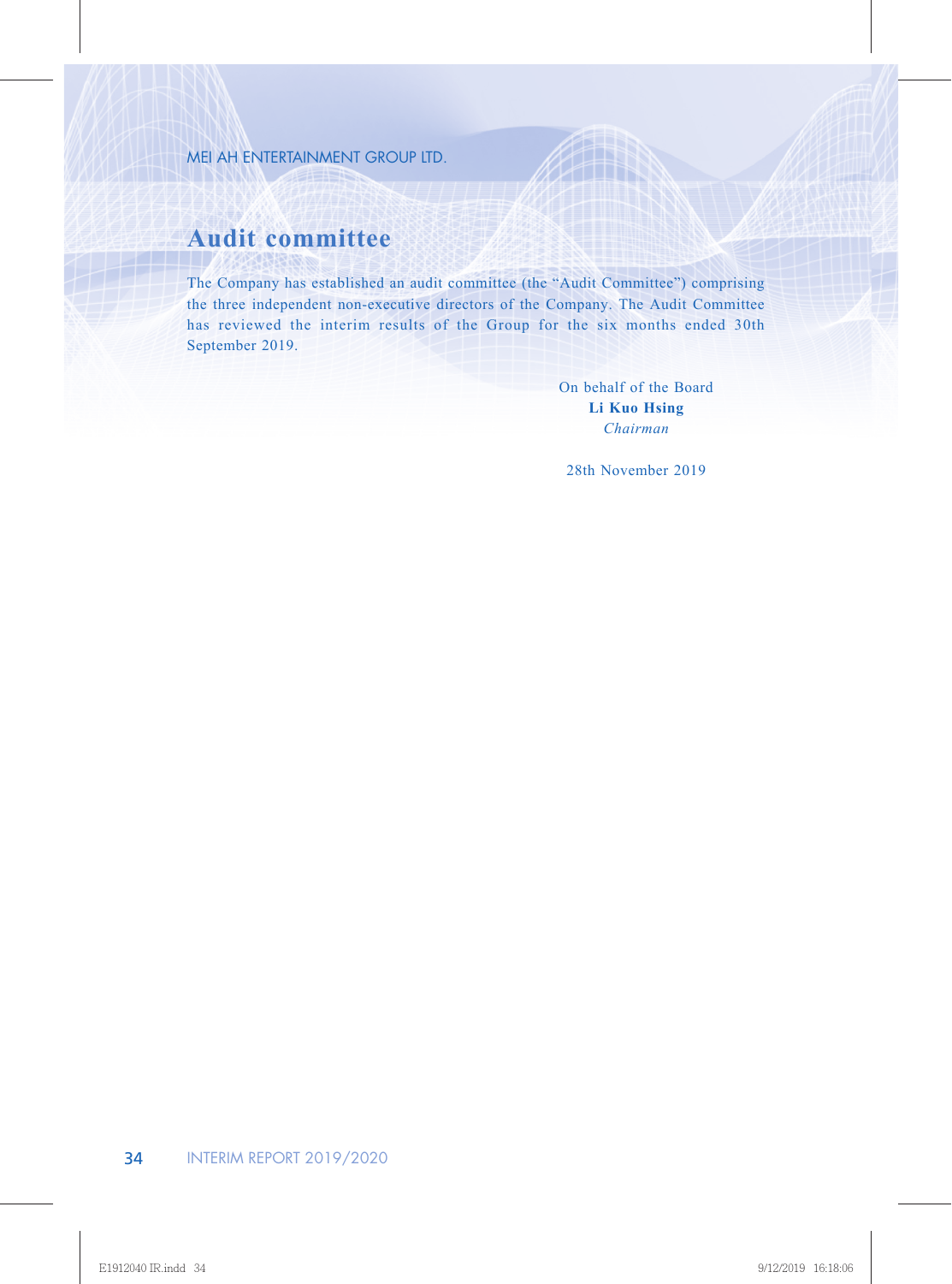## Audit committee

The Company has established an audit committee (the "Audit Committee") comprising the three independent non-executive directors of the Company. The Audit Committee has reviewed the interim results of the Group for the six months ended 30th September 2019.

On behalf of the Board
**Li Kuo Hsing**
*Chairman*

28th November 2019